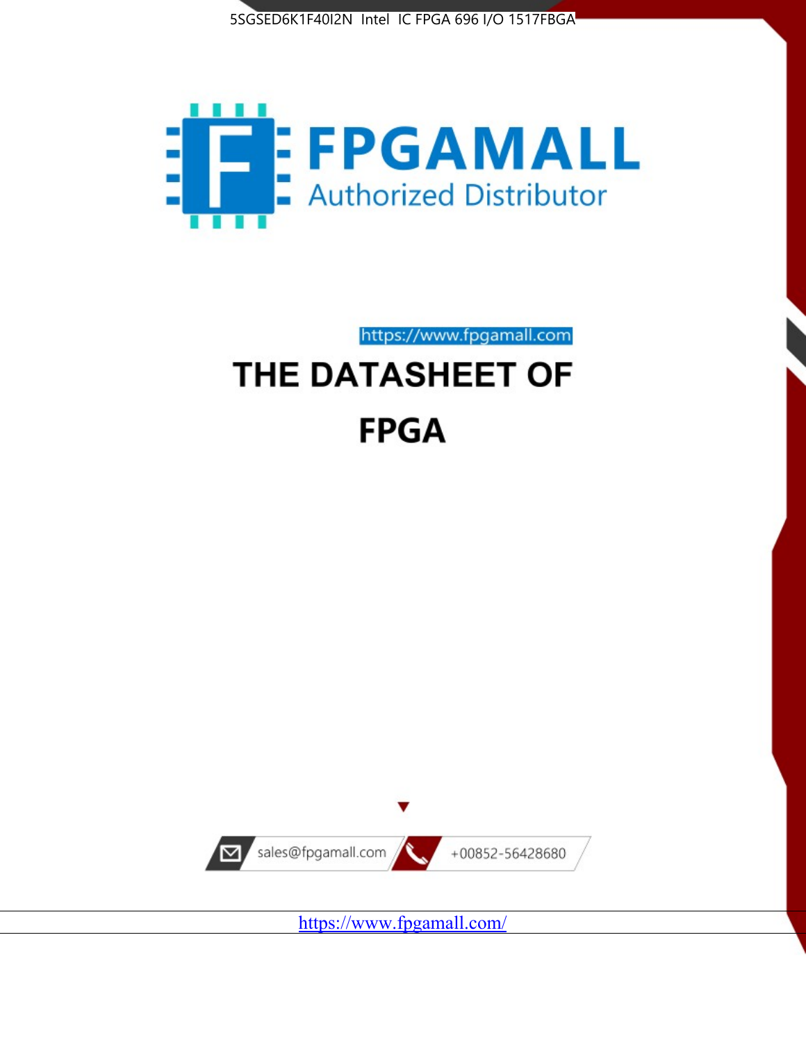5SGSED6K1F40I2N Intel IC FPGA 696 I/O 1517FBGA

FPGAMALL

Authorized Distributor

https://www.fpgamall.com

# THE DATASHEET OF

# FPGA

sales@fpgamall.com

+00852-56428680

https://www.fpgamall.com/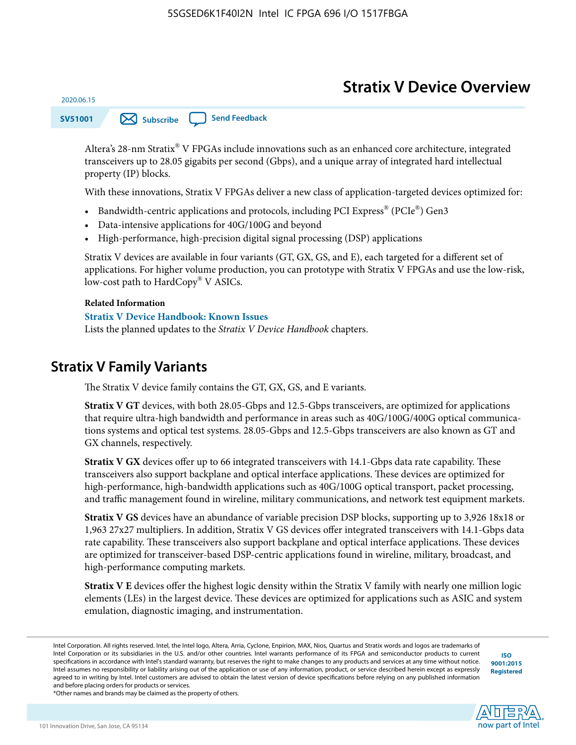# Stratix V Device Overview

2020.06.15

SV51001

Altera's 28-nm Stratix® V FPGAs include innovations such as an enhanced core architecture, integrated transceivers up to 28.05 gigabits per second (Gbps), and a unique array of integrated hard intellectual property (IP) blocks.

With these innovations, Stratix V FPGAs deliver a new class of application-targeted devices optimized for:

- Bandwidth-centric applications and protocols, including PCI Express® (PCIe®) Gen3
- Data-intensive applications for 40G/100G and beyond
- High-performance, high-precision digital signal processing (DSP) applications

Stratix V devices are available in four variants (GT, GX, GS, and E), each targeted for a different set of applications. For higher volume production, you can prototype with Stratix V FPGAs and use the low-risk, low-cost path to HardCopy® V ASICs.

**Related Information**

**Stratix V Device Handbook: Known Issues**

Lists the planned updates to the *Stratix V Device Handbook* chapters.

## Stratix V Family Variants

The Stratix V device family contains the GT, GX, GS, and E variants.

**Stratix V GT** devices, with both 28.05-Gbps and 12.5-Gbps transceivers, are optimized for applications that require ultra-high bandwidth and performance in areas such as 40G/100G/400G optical communications systems and optical test systems. 28.05-Gbps and 12.5-Gbps transceivers are also known as GT and GX channels, respectively.

**Stratix V GX** devices offer up to 66 integrated transceivers with 14.1-Gbps data rate capability. These transceivers also support backplane and optical interface applications. These devices are optimized for high-performance, high-bandwidth applications such as 40G/100G optical transport, packet processing, and traffic management found in wireline, military communications, and network test equipment markets.

**Stratix V GS** devices have an abundance of variable precision DSP blocks, supporting up to 3,926 18x18 or 1,963 27x27 multipliers. In addition, Stratix V GS devices offer integrated transceivers with 14.1-Gbps data rate capability. These transceivers also support backplane and optical interface applications. These devices are optimized for transceiver-based DSP-centric applications found in wireline, military, broadcast, and high-performance computing markets.

**Stratix V E** devices offer the highest logic density within the Stratix V family with nearly one million logic elements (LEs) in the largest device. These devices are optimized for applications such as ASIC and system emulation, diagnostic imaging, and instrumentation.

Intel Corporation. All rights reserved. Intel, the Intel logo, Altera, Arria, Cyclone, Enpirion, MAX, Nios, Quartus and Stratix words and logos are trademarks of Intel Corporation or its subsidiaries in the U.S. and/or other countries. Intel warrants performance of its FPGA and semiconductor products to current specifications in accordance with Intel's standard warranty, but reserves the right to make changes to any products and services at any time without notice. Intel assumes no responsibility or liability arising out of the application or use of any information, product, or service described herein except as expressly agreed to in writing by Intel. Intel customers are advised to obtain the latest version of device specifications before relying on any published information and before placing orders for products or services.
*Other names and brands may be claimed as the property of others.

ISO 9001:2015 Registered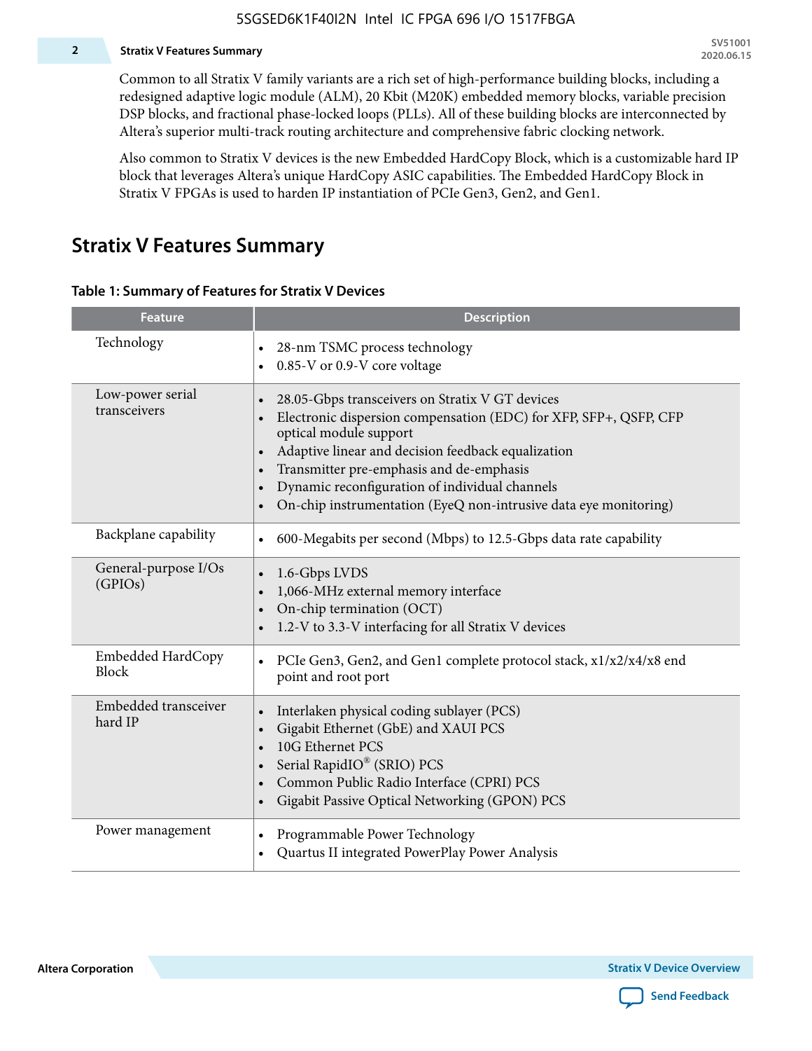Common to all Stratix V family variants are a rich set of high-performance building blocks, including a redesigned adaptive logic module (ALM), 20 Kbit (M20K) embedded memory blocks, variable precision DSP blocks, and fractional phase-locked loops (PLLs). All of these building blocks are interconnected by Altera's superior multi-track routing architecture and comprehensive fabric clocking network.

Also common to Stratix V devices is the new Embedded HardCopy Block, which is a customizable hard IP block that leverages Altera's unique HardCopy ASIC capabilities. The Embedded HardCopy Block in Stratix V FPGAs is used to harden IP instantiation of PCIe Gen3, Gen2, and Gen1.

## Stratix V Features Summary

**Table 1: Summary of Features for Stratix V Devices**

| Feature | Description |
|---|---|
| Technology | • 28-nm TSMC process technology<br>• 0.85-V or 0.9-V core voltage |
| Low-power serial transceivers | • 28.05-Gbps transceivers on Stratix V GT devices<br>• Electronic dispersion compensation (EDC) for XFP, SFP+, QSFP, CFP optical module support<br>• Adaptive linear and decision feedback equalization<br>• Transmitter pre-emphasis and de-emphasis<br>• Dynamic reconfiguration of individual channels<br>• On-chip instrumentation (EyeQ non-intrusive data eye monitoring) |
| Backplane capability | • 600-Megabits per second (Mbps) to 12.5-Gbps data rate capability |
| General-purpose I/Os (GPIOs) | • 1.6-Gbps LVDS<br>• 1,066-MHz external memory interface<br>• On-chip termination (OCT)<br>• 1.2-V to 3.3-V interfacing for all Stratix V devices |
| Embedded HardCopy Block | • PCIe Gen3, Gen2, and Gen1 complete protocol stack, x1/x2/x4/x8 end point and root port |
| Embedded transceiver hard IP | • Interlaken physical coding sublayer (PCS)<br>• Gigabit Ethernet (GbE) and XAUI PCS<br>• 10G Ethernet PCS<br>• Serial RapidIO® (SRIO) PCS<br>• Common Public Radio Interface (CPRI) PCS<br>• Gigabit Passive Optical Networking (GPON) PCS |
| Power management | • Programmable Power Technology<br>• Quartus II integrated PowerPlay Power Analysis |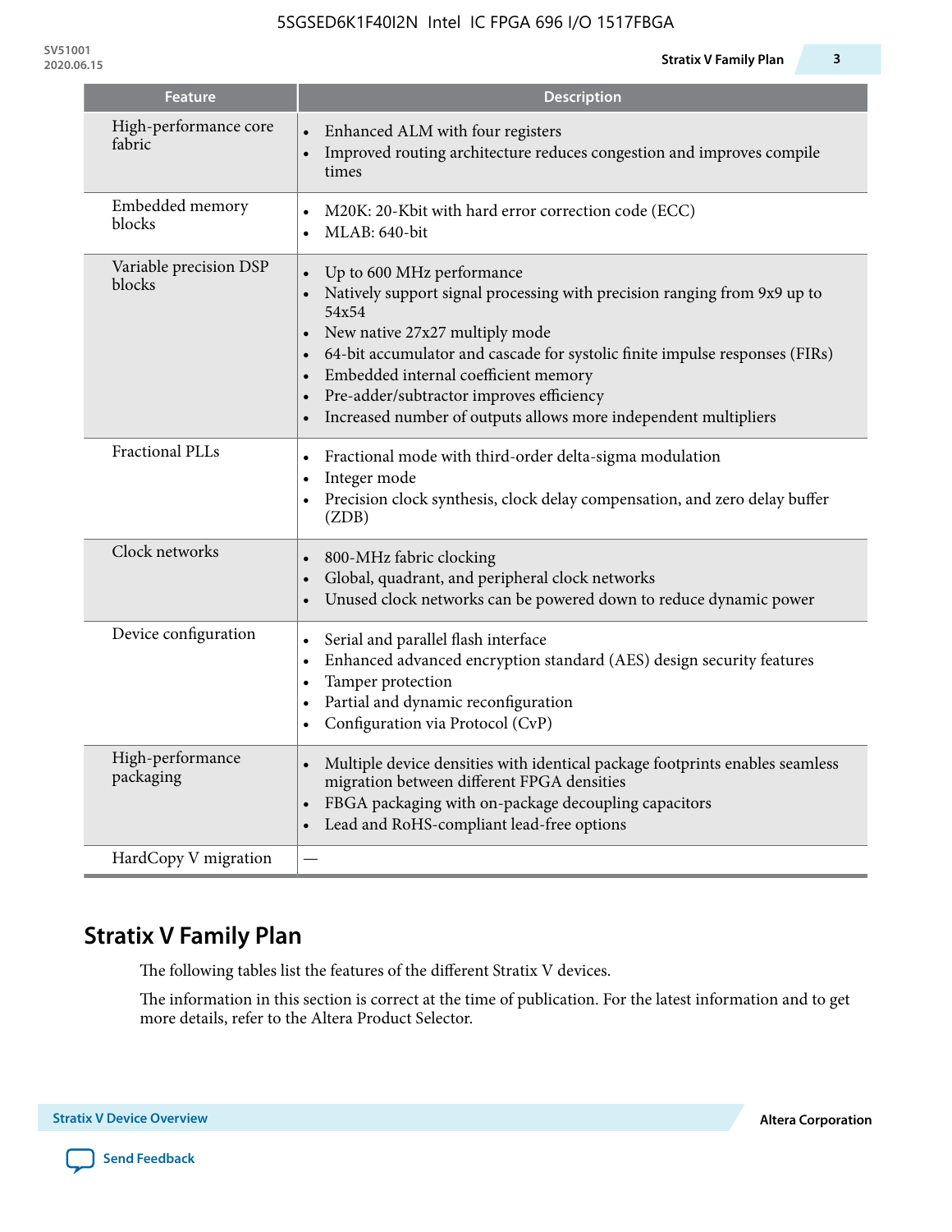| Feature | Description |
| --- | --- |
| High-performance core fabric | • Enhanced ALM with four registers<br>• Improved routing architecture reduces congestion and improves compile times |
| Embedded memory blocks | • M20K: 20-Kbit with hard error correction code (ECC)<br>• MLAB: 640-bit |
| Variable precision DSP blocks | • Up to 600 MHz performance<br>• Natively support signal processing with precision ranging from 9x9 up to 54x54<br>• New native 27x27 multiply mode<br>• 64-bit accumulator and cascade for systolic finite impulse responses (FIRs)<br>• Embedded internal coefficient memory<br>• Pre-adder/subtractor improves efficiency<br>• Increased number of outputs allows more independent multipliers |
| Fractional PLLs | • Fractional mode with third-order delta-sigma modulation<br>• Integer mode<br>• Precision clock synthesis, clock delay compensation, and zero delay buffer (ZDB) |
| Clock networks | • 800-MHz fabric clocking<br>• Global, quadrant, and peripheral clock networks<br>• Unused clock networks can be powered down to reduce dynamic power |
| Device configuration | • Serial and parallel flash interface<br>• Enhanced advanced encryption standard (AES) design security features<br>• Tamper protection<br>• Partial and dynamic reconfiguration<br>• Configuration via Protocol (CvP) |
| High-performance packaging | • Multiple device densities with identical package footprints enables seamless migration between different FPGA densities<br>• FBGA packaging with on-package decoupling capacitors<br>• Lead and RoHS-compliant lead-free options |
| HardCopy V migration | — |

## Stratix V Family Plan

The following tables list the features of the different Stratix V devices.

The information in this section is correct at the time of publication. For the latest information and to get more details, refer to the Altera Product Selector.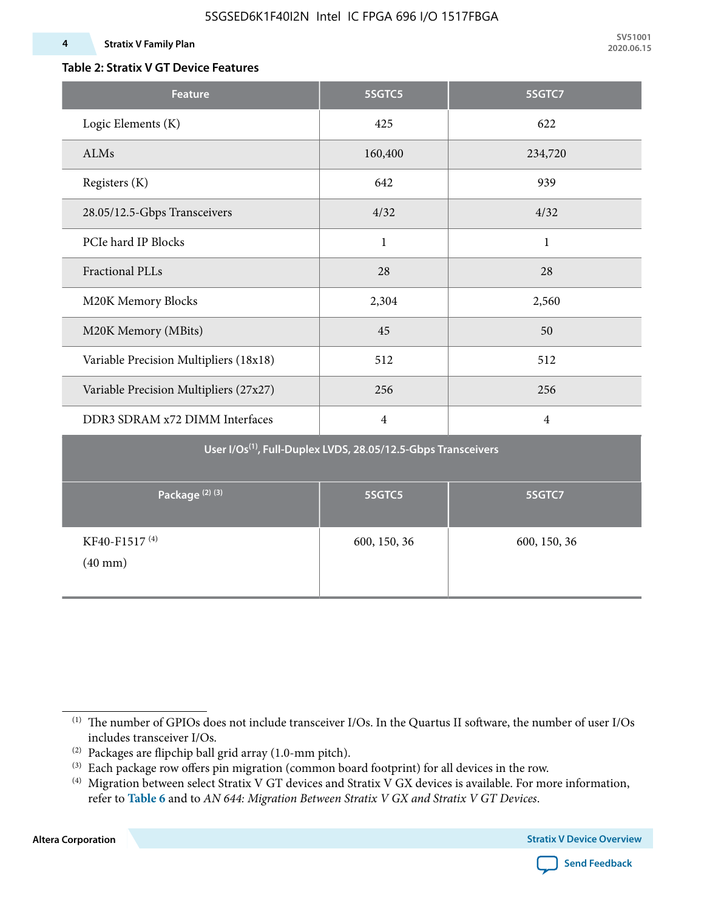### Table 2: Stratix V GT Device Features

| Feature | 5SGTC5 | 5SGTC7 |
|---|---|---|
| Logic Elements (K) | 425 | 622 |
| ALMs | 160,400 | 234,720 |
| Registers (K) | 642 | 939 |
| 28.05/12.5-Gbps Transceivers | 4/32 | 4/32 |
| PCIe hard IP Blocks | 1 | 1 |
| Fractional PLLs | 28 | 28 |
| M20K Memory Blocks | 2,304 | 2,560 |
| M20K Memory (MBits) | 45 | 50 |
| Variable Precision Multipliers (18x18) | 512 | 512 |
| Variable Precision Multipliers (27x27) | 256 | 256 |
| DDR3 SDRAM x72 DIMM Interfaces | 4 | 4 |
| User I/Os[1], Full-Duplex LVDS, 28.05/12.5-Gbps Transceivers | | |
| Package [2] [3] | 5SGTC5 | 5SGTC7 |
| KF40-F1517 [4] (40 mm) | 600, 150, 36 | 600, 150, 36 |

(1) The number of GPIOs does not include transceiver I/Os. In the Quartus II software, the number of user I/Os includes transceiver I/Os.

(2) Packages are flipchip ball grid array (1.0-mm pitch).

(3) Each package row offers pin migration (common board footprint) for all devices in the row.

(4) Migration between select Stratix V GT devices and Stratix V GX devices is available. For more information, refer to **Table 6** and to *AN 644: Migration Between Stratix V GX and Stratix V GT Devices*.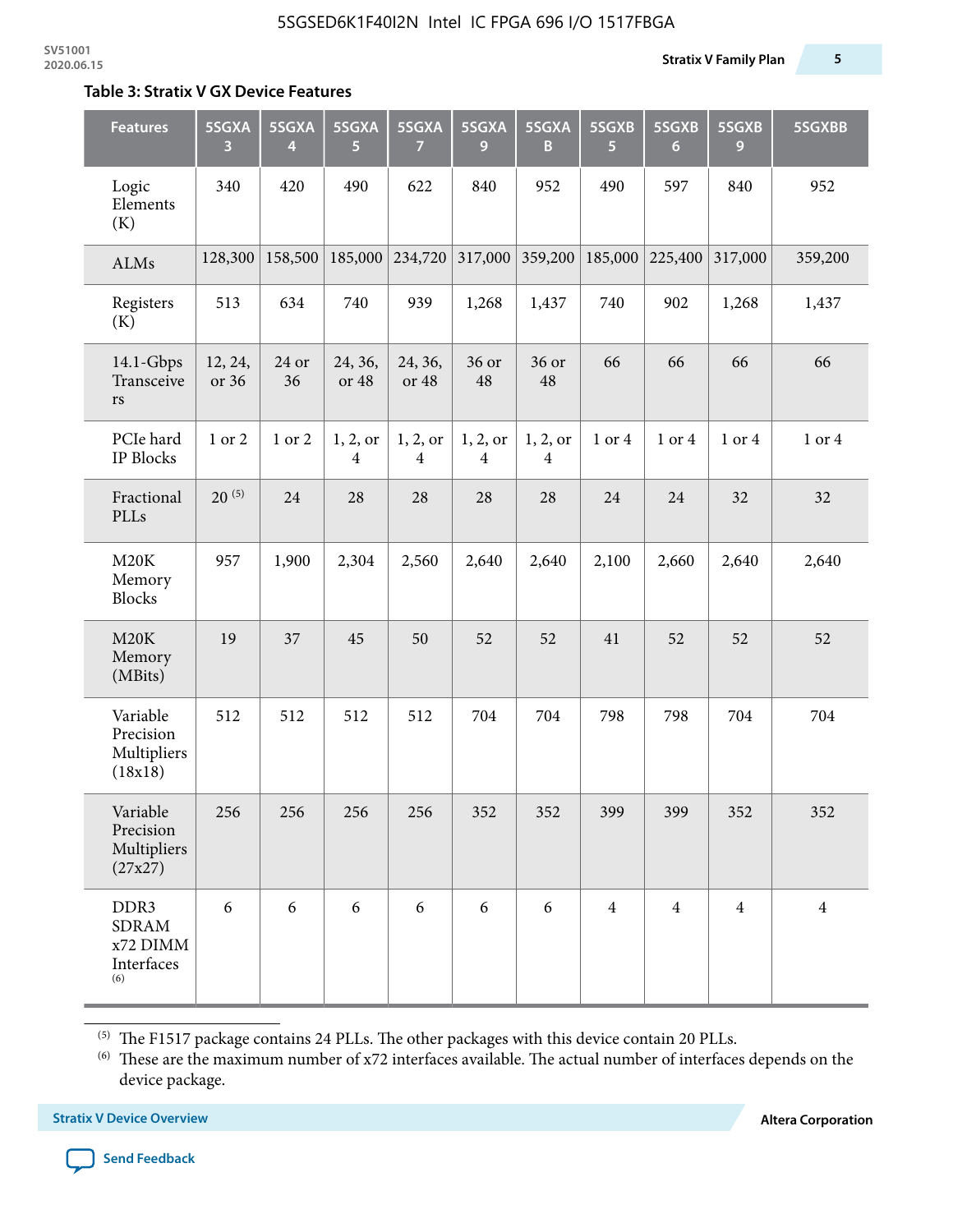**Table 3: Stratix V GX Device Features**

| Features | 5SGXA 3 | 5SGXA 4 | 5SGXA 5 | 5SGXA 7 | 5SGXA 9 | 5SGXA B | 5SGXB 5 | 5SGXB 6 | 5SGXB 9 | 5SGXBB |
|---|---|---|---|---|---|---|---|---|---|---|
| Logic Elements (K) | 340 | 420 | 490 | 622 | 840 | 952 | 490 | 597 | 840 | 952 |
| ALMs | 128,300 | 158,500 | 185,000 | 234,720 | 317,000 | 359,200 | 185,000 | 225,400 | 317,000 | 359,200 |
| Registers (K) | 513 | 634 | 740 | 939 | 1,268 | 1,437 | 740 | 902 | 1,268 | 1,437 |
| 14.1-Gbps Transceivers | 12, 24, or 36 | 24 or 36 | 24, 36, or 48 | 24, 36, or 48 | 36 or 48 | 36 or 48 | 66 | 66 | 66 | 66 |
| PCIe hard IP Blocks | 1 or 2 | 1 or 2 | 1, 2, or 4 | 1, 2, or 4 | 1, 2, or 4 | 1, 2, or 4 | 1 or 4 | 1 or 4 | 1 or 4 | 1 or 4 |
| Fractional PLLs | 20 [5] | 24 | 28 | 28 | 28 | 28 | 24 | 24 | 32 | 32 |
| M20K Memory Blocks | 957 | 1,900 | 2,304 | 2,560 | 2,640 | 2,640 | 2,100 | 2,660 | 2,640 | 2,640 |
| M20K Memory (MBits) | 19 | 37 | 45 | 50 | 52 | 52 | 41 | 52 | 52 | 52 |
| Variable Precision Multipliers (18x18) | 512 | 512 | 512 | 512 | 704 | 704 | 798 | 798 | 704 | 704 |
| Variable Precision Multipliers (27x27) | 256 | 256 | 256 | 256 | 352 | 352 | 399 | 399 | 352 | 352 |
| DDR3 SDRAM x72 DIMM Interfaces [6] | 6 | 6 | 6 | 6 | 6 | 6 | 4 | 4 | 4 | 4 |

[5] The F1517 package contains 24 PLLs. The other packages with this device contain 20 PLLs.

[6] These are the maximum number of x72 interfaces available. The actual number of interfaces depends on the device package.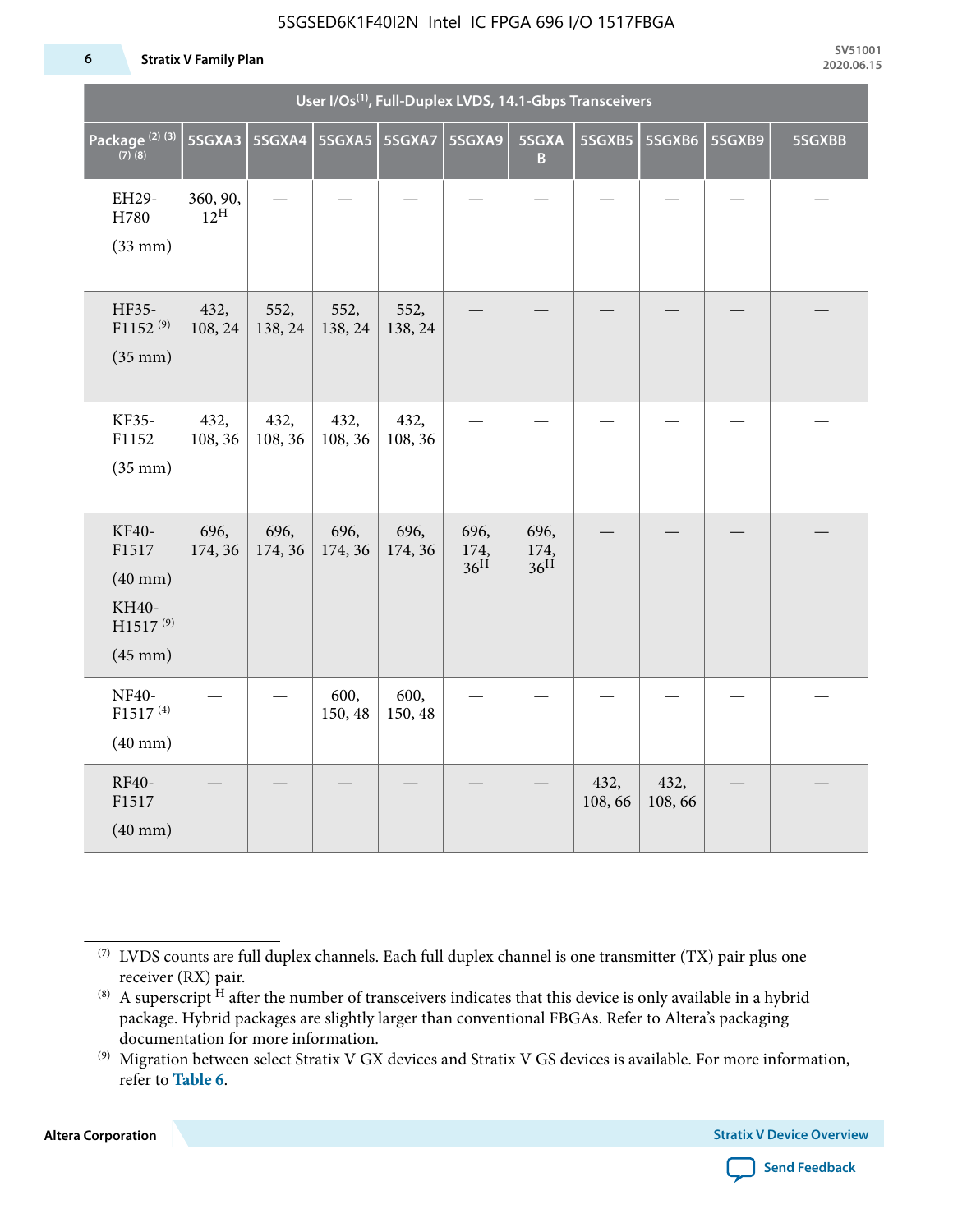| User I/Os(1), Full-Duplex LVDS, 14.1-Gbps Transceivers | | | | | | | | | | |
|---|---|---|---|---|---|---|---|---|---|---|
| Package (2) (3) (7) (8) | 5SGXA3 | 5SGXA4 | 5SGXA5 | 5SGXA7 | 5SGXA9 | 5SGXAB | 5SGXB5 | 5SGXB6 | 5SGXB9 | 5SGXBB |
| EH29-H780 (33 mm) | 360, 90, 12H | — | — | — | — | — | — | — | — | — |
| HF35-F1152 (9) (35 mm) | 432, 108, 24 | 552, 138, 24 | 552, 138, 24 | 552, 138, 24 | — | — | — | — | — | — |
| KF35-F1152 (35 mm) | 432, 108, 36 | 432, 108, 36 | 432, 108, 36 | 432, 108, 36 | — | — | — | — | — | — |
| KF40-F1517 (40 mm) KH40-H1517 (9) (45 mm) | 696, 174, 36 | 696, 174, 36 | 696, 174, 36 | 696, 174, 36 | 696, 174, 36H | 696, 174, 36H | — | — | — | — |
| NF40-F1517 (4) (40 mm) | — | — | 600, 150, 48 | 600, 150, 48 | — | — | — | — | — | — |
| RF40-F1517 (40 mm) | — | — | — | — | — | — | 432, 108, 66 | 432, 108, 66 | — | — |

(7) LVDS counts are full duplex channels. Each full duplex channel is one transmitter (TX) pair plus one receiver (RX) pair.

(8) A superscript H after the number of transceivers indicates that this device is only available in a hybrid package. Hybrid packages are slightly larger than conventional FBGAs. Refer to Altera's packaging documentation for more information.

(9) Migration between select Stratix V GX devices and Stratix V GS devices is available. For more information, refer to **Table 6**.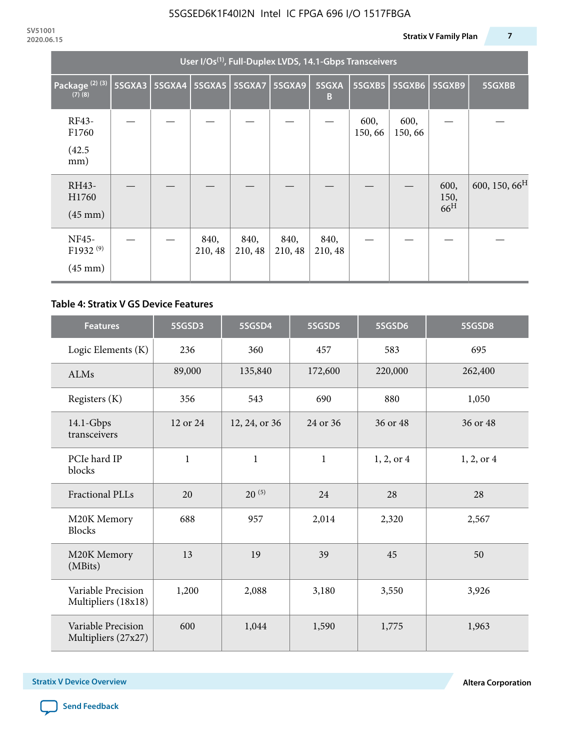| User I/Os(1), Full-Duplex LVDS, 14.1-Gbps Transceivers | | | | | | | | | | |
|---|---|---|---|---|---|---|---|---|---|---|
| Package (2) (3) (7) (8) | 5SGXA3 | 5SGXA4 | 5SGXA5 | 5SGXA7 | 5SGXA9 | 5SGXAB | 5SGXB5 | 5SGXB6 | 5SGXB9 | 5SGXBB |
| RF43-F1760 (42.5 mm) | — | — | — | — | — | — | 600, 150, 66 | 600, 150, 66 | — | — |
| RH43-H1760 (45 mm) | — | — | — | — | — | — | — | — | 600, 150, 66[H] | 600, 150, 66[H] |
| NF45-F1932 (9) (45 mm) | — | — | 840, 210, 48 | 840, 210, 48 | 840, 210, 48 | 840, 210, 48 | — | — | — | — |

## Table 4: Stratix V GS Device Features

| Features | 5SGSD3 | 5SGSD4 | 5SGSD5 | 5SGSD6 | 5SGSD8 |
|---|---|---|---|---|---|
| Logic Elements (K) | 236 | 360 | 457 | 583 | 695 |
| ALMs | 89,000 | 135,840 | 172,600 | 220,000 | 262,400 |
| Registers (K) | 356 | 543 | 690 | 880 | 1,050 |
| 14.1-Gbps transceivers | 12 or 24 | 12, 24, or 36 | 24 or 36 | 36 or 48 | 36 or 48 |
| PCIe hard IP blocks | 1 | 1 | 1 | 1, 2, or 4 | 1, 2, or 4 |
| Fractional PLLs | 20 | 20 (5) | 24 | 28 | 28 |
| M20K Memory Blocks | 688 | 957 | 2,014 | 2,320 | 2,567 |
| M20K Memory (MBits) | 13 | 19 | 39 | 45 | 50 |
| Variable Precision Multipliers (18x18) | 1,200 | 2,088 | 3,180 | 3,550 | 3,926 |
| Variable Precision Multipliers (27x27) | 600 | 1,044 | 1,590 | 1,775 | 1,963 |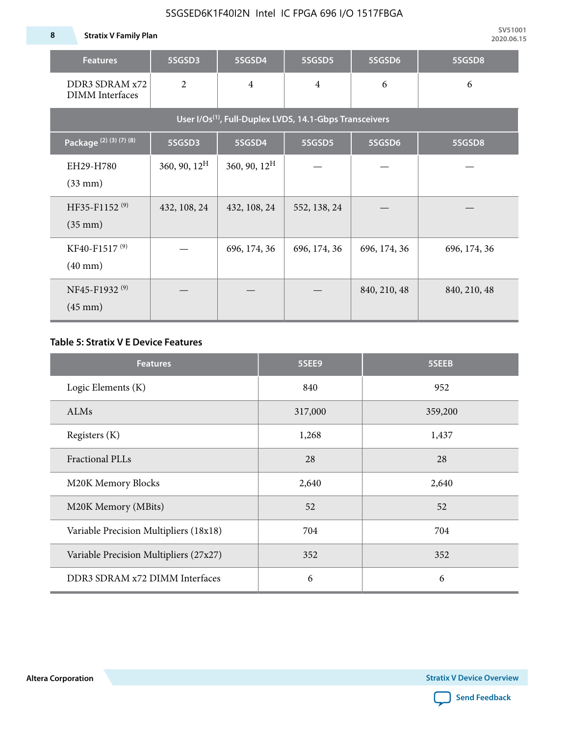| Features | 5SGSD3 | 5SGSD4 | 5SGSD5 | 5SGSD6 | 5SGSD8 |
|---|---|---|---|---|---|
| DDR3 SDRAM x72 DIMM Interfaces | 2 | 4 | 4 | 6 | 6 |
| User I/Os[(1)], Full-Duplex LVDS, 14.1-Gbps Transceivers | | | | | |
| Package [(2) (3) (7) (8)] | 5SGSD3 | 5SGSD4 | 5SGSD5 | 5SGSD6 | 5SGSD8 |
| EH29-H780 (33 mm) | 360, 90, 12[H] | 360, 90, 12[H] | — | — | — |
| HF35-F1152 [(9)] (35 mm) | 432, 108, 24 | 432, 108, 24 | 552, 138, 24 | — | — |
| KF40-F1517 [(9)] (40 mm) | — | 696, 174, 36 | 696, 174, 36 | 696, 174, 36 | 696, 174, 36 |
| NF45-F1932 [(9)] (45 mm) | — | — | — | 840, 210, 48 | 840, 210, 48 |

**Table 5: Stratix V E Device Features**

| Features | 5SEE9 | 5SEEB |
|---|---|---|
| Logic Elements (K) | 840 | 952 |
| ALMs | 317,000 | 359,200 |
| Registers (K) | 1,268 | 1,437 |
| Fractional PLLs | 28 | 28 |
| M20K Memory Blocks | 2,640 | 2,640 |
| M20K Memory (MBits) | 52 | 52 |
| Variable Precision Multipliers (18x18) | 704 | 704 |
| Variable Precision Multipliers (27x27) | 352 | 352 |
| DDR3 SDRAM x72 DIMM Interfaces | 6 | 6 |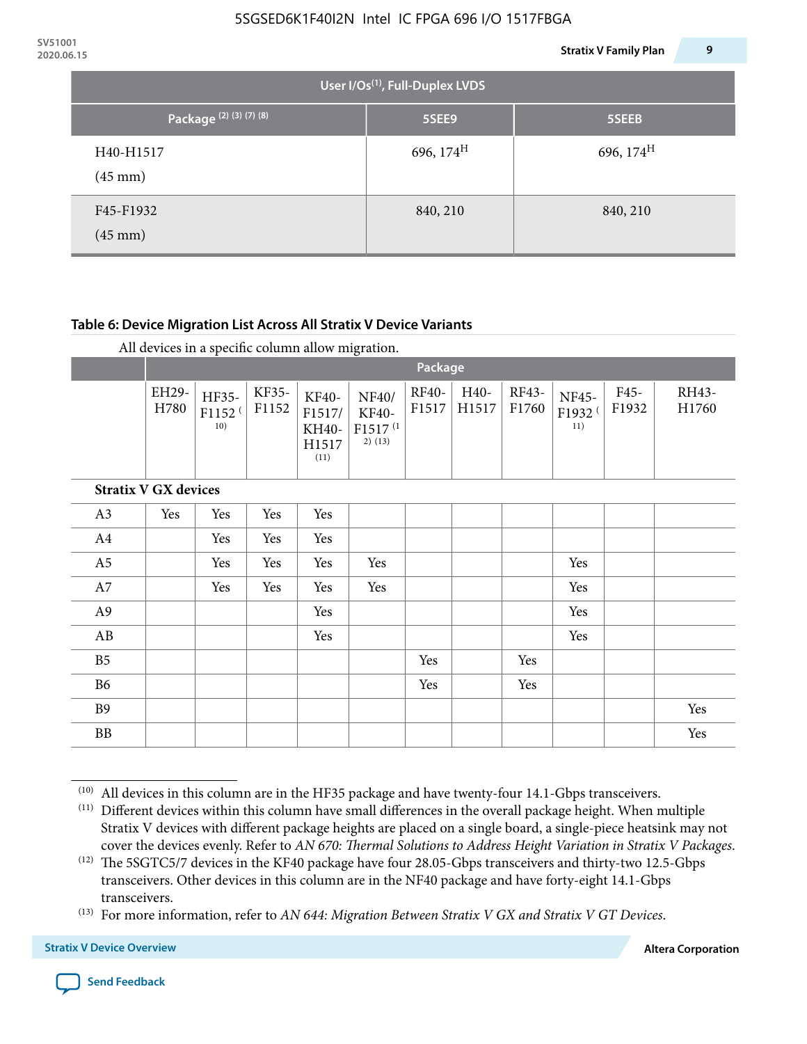| Package [2] [3] [7] [8] | 5SEE9 | 5SEEB |
|---|---|---|
| User I/Os[1], Full-Duplex LVDS | | |
| H40-H1517 (45 mm) | 696, 174[H] | 696, 174[H] |
| F45-F1932 (45 mm) | 840, 210 | 840, 210 |

**Table 6: Device Migration List Across All Stratix V Device Variants**

All devices in a specific column allow migration.

| | Package | | | | | | | | | | |
|---|---|---|---|---|---|---|---|---|---|---|---|
| | EH29-H780 | HF35-F1152 [10] | KF35-F1152 | KF40-F1517/ KH40-H1517 [11] | NF40/ KF40-F1517 [12] [13] | RF40-F1517 | H40-H1517 | RF43-F1760 | NF45-F1932 [11] | F45-F1932 | RH43-H1760 |
| **Stratix V GX devices** | | | | | | | | | | | |
| A3 | Yes | Yes | Yes | Yes | | | | | | | |
| A4 | | Yes | Yes | Yes | | | | | | | |
| A5 | | Yes | Yes | Yes | Yes | | | | Yes | | |
| A7 | | Yes | Yes | Yes | Yes | | | | Yes | | |
| A9 | | | | Yes | | | | | Yes | | |
| AB | | | | Yes | | | | | Yes | | |
| B5 | | | | | | Yes | | Yes | | | |
| B6 | | | | | | Yes | | Yes | | | |
| B9 | | | | | | | | | | | Yes |
| BB | | | | | | | | | | | Yes |

(10) All devices in this column are in the HF35 package and have twenty-four 14.1-Gbps transceivers.

(11) Different devices within this column have small differences in the overall package height. When multiple Stratix V devices with different package heights are placed on a single board, a single-piece heatsink may not cover the devices evenly. Refer to *AN 670: Thermal Solutions to Address Height Variation in Stratix V Packages*.

(12) The 5SGTC5/7 devices in the KF40 package have four 28.05-Gbps transceivers and thirty-two 12.5-Gbps transceivers. Other devices in this column are in the NF40 package and have forty-eight 14.1-Gbps transceivers.

(13) For more information, refer to *AN 644: Migration Between Stratix V GX and Stratix V GT Devices*.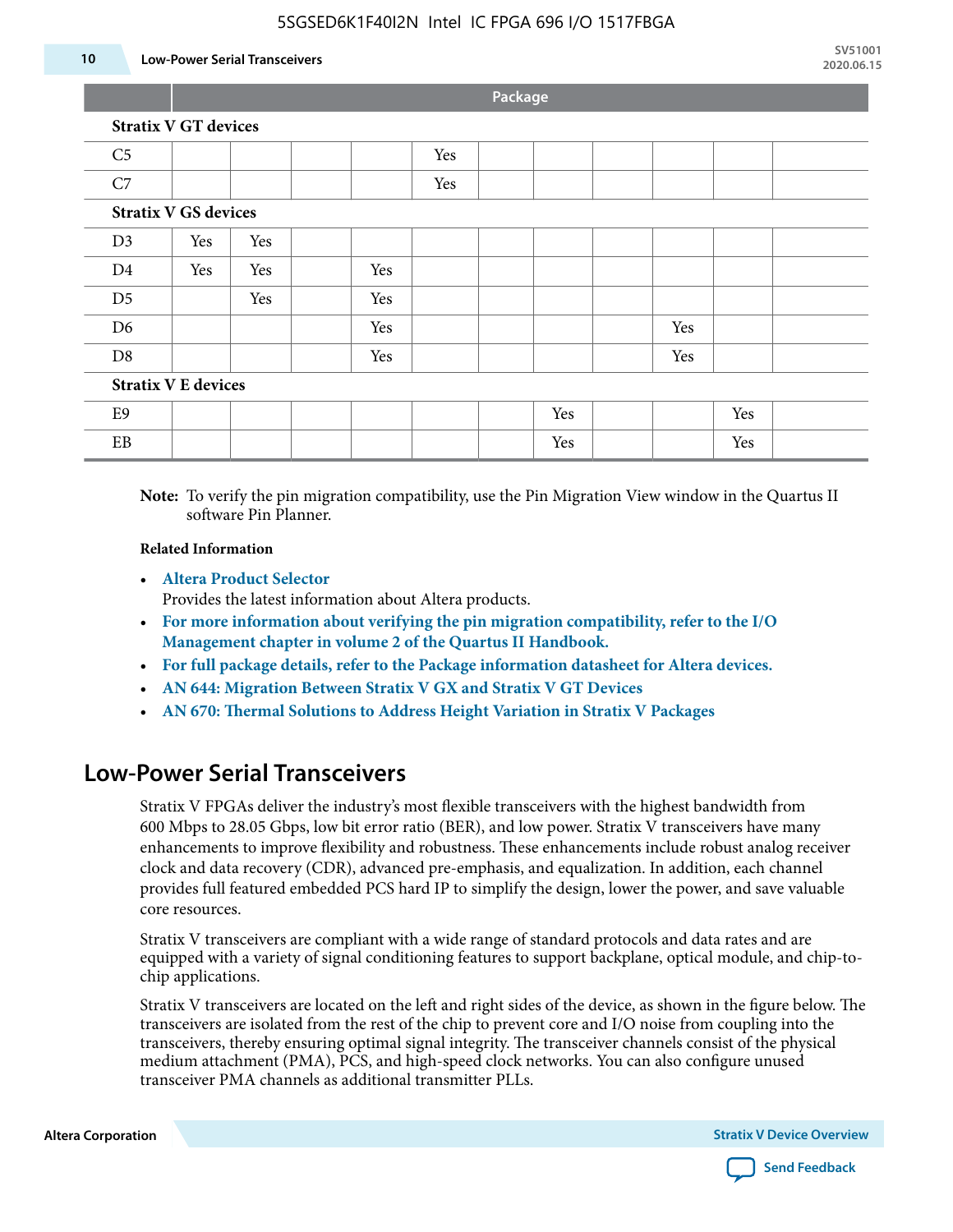| | Package | | | | | | | | | | |
|---|---|---|---|---|---|---|---|---|---|---|---|
| **Stratix V GT devices** | | | | | | | | | | | |
| C5 | | | | | Yes | | | | | | |
| C7 | | | | | Yes | | | | | | |
| **Stratix V GS devices** | | | | | | | | | | | |
| D3 | Yes | Yes | | | | | | | | | |
| D4 | Yes | Yes | | Yes | | | | | | | |
| D5 | | Yes | | Yes | | | | | | | |
| D6 | | | | Yes | | | | | Yes | | |
| D8 | | | | Yes | | | | | Yes | | |
| **Stratix V E devices** | | | | | | | | | | | |
| E9 | | | | | | | Yes | | | Yes | |
| EB | | | | | | | Yes | | | Yes | |

**Note:** To verify the pin migration compatibility, use the Pin Migration View window in the Quartus II software Pin Planner.

**Related Information**

- **Altera Product Selector**
  Provides the latest information about Altera products.
- **For more information about verifying the pin migration compatibility, refer to the I/O Management chapter in volume 2 of the Quartus II Handbook.**
- **For full package details, refer to the Package information datasheet for Altera devices.**
- **AN 644: Migration Between Stratix V GX and Stratix V GT Devices**
- **AN 670: Thermal Solutions to Address Height Variation in Stratix V Packages**

## Low-Power Serial Transceivers

Stratix V FPGAs deliver the industry's most flexible transceivers with the highest bandwidth from 600 Mbps to 28.05 Gbps, low bit error ratio (BER), and low power. Stratix V transceivers have many enhancements to improve flexibility and robustness. These enhancements include robust analog receiver clock and data recovery (CDR), advanced pre-emphasis, and equalization. In addition, each channel provides full featured embedded PCS hard IP to simplify the design, lower the power, and save valuable core resources.

Stratix V transceivers are compliant with a wide range of standard protocols and data rates and are equipped with a variety of signal conditioning features to support backplane, optical module, and chip-to-chip applications.

Stratix V transceivers are located on the left and right sides of the device, as shown in the figure below. The transceivers are isolated from the rest of the chip to prevent core and I/O noise from coupling into the transceivers, thereby ensuring optimal signal integrity. The transceiver channels consist of the physical medium attachment (PMA), PCS, and high-speed clock networks. You can also configure unused transceiver PMA channels as additional transmitter PLLs.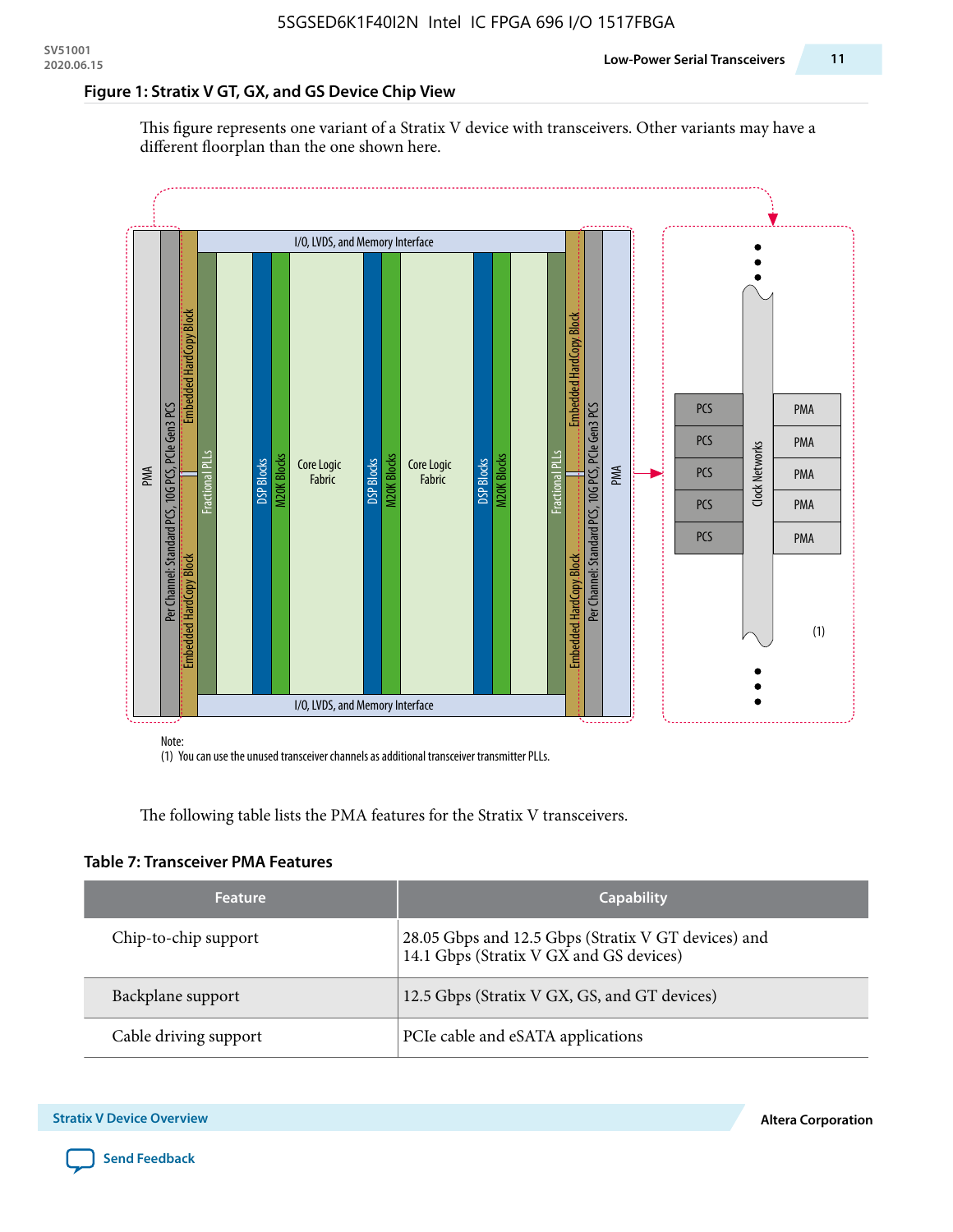### Figure 1: Stratix V GT, GX, and GS Device Chip View

This figure represents one variant of a Stratix V device with transceivers. Other variants may have a different floorplan than the one shown here.

Note:
(1) You can use the unused transceiver channels as additional transceiver transmitter PLLs.

The following table lists the PMA features for the Stratix V transceivers.

### Table 7: Transceiver PMA Features

| Feature | Capability |
|---|---|
| Chip-to-chip support | 28.05 Gbps and 12.5 Gbps (Stratix V GT devices) and 14.1 Gbps (Stratix V GX and GS devices) |
| Backplane support | 12.5 Gbps (Stratix V GX, GS, and GT devices) |
| Cable driving support | PCIe cable and eSATA applications |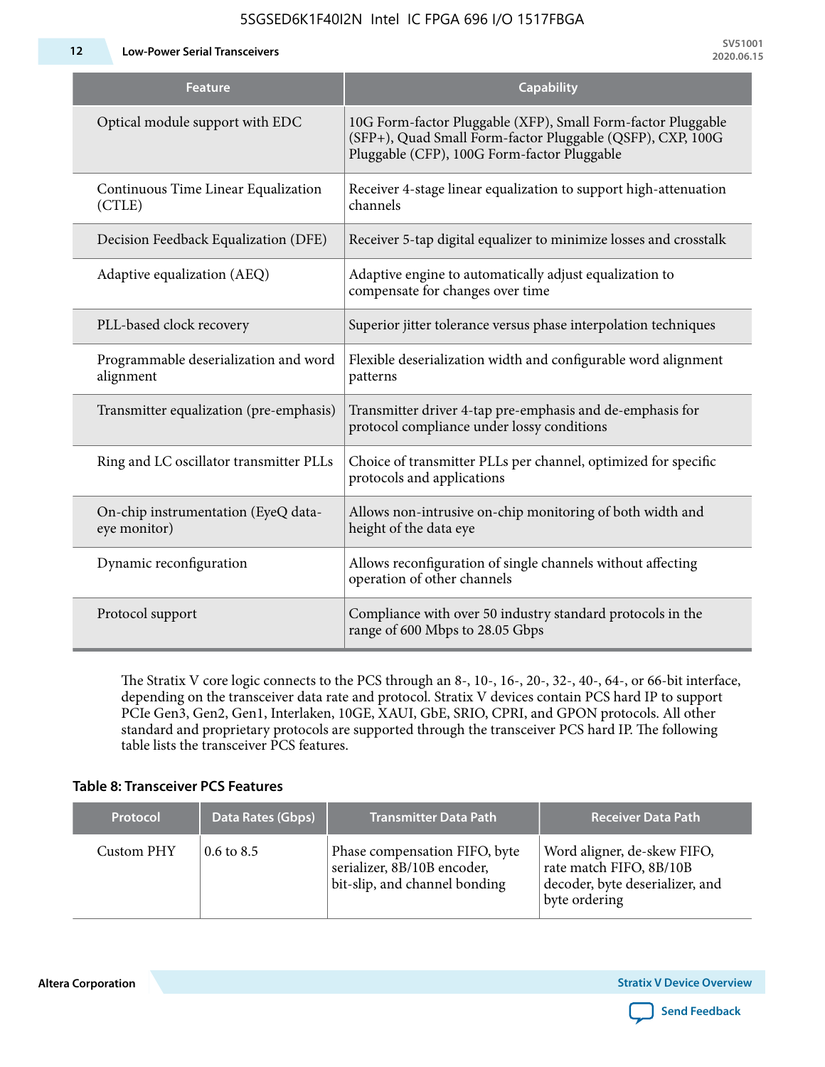| Feature | Capability |
|---|---|
| Optical module support with EDC | 10G Form-factor Pluggable (XFP), Small Form-factor Pluggable (SFP+), Quad Small Form-factor Pluggable (QSFP), CXP, 100G Pluggable (CFP), 100G Form-factor Pluggable |
| Continuous Time Linear Equalization (CTLE) | Receiver 4-stage linear equalization to support high-attenuation channels |
| Decision Feedback Equalization (DFE) | Receiver 5-tap digital equalizer to minimize losses and crosstalk |
| Adaptive equalization (AEQ) | Adaptive engine to automatically adjust equalization to compensate for changes over time |
| PLL-based clock recovery | Superior jitter tolerance versus phase interpolation techniques |
| Programmable deserialization and word alignment | Flexible deserialization width and configurable word alignment patterns |
| Transmitter equalization (pre-emphasis) | Transmitter driver 4-tap pre-emphasis and de-emphasis for protocol compliance under lossy conditions |
| Ring and LC oscillator transmitter PLLs | Choice of transmitter PLLs per channel, optimized for specific protocols and applications |
| On-chip instrumentation (EyeQ data-eye monitor) | Allows non-intrusive on-chip monitoring of both width and height of the data eye |
| Dynamic reconfiguration | Allows reconfiguration of single channels without affecting operation of other channels |
| Protocol support | Compliance with over 50 industry standard protocols in the range of 600 Mbps to 28.05 Gbps |

The Stratix V core logic connects to the PCS through an 8-, 10-, 16-, 20-, 32-, 40-, 64-, or 66-bit interface, depending on the transceiver data rate and protocol. Stratix V devices contain PCS hard IP to support PCIe Gen3, Gen2, Gen1, Interlaken, 10GE, XAUI, GbE, SRIO, CPRI, and GPON protocols. All other standard and proprietary protocols are supported through the transceiver PCS hard IP. The following table lists the transceiver PCS features.

**Table 8: Transceiver PCS Features**

| Protocol | Data Rates (Gbps) | Transmitter Data Path | Receiver Data Path |
|---|---|---|---|
| Custom PHY | 0.6 to 8.5 | Phase compensation FIFO, byte serializer, 8B/10B encoder, bit-slip, and channel bonding | Word aligner, de-skew FIFO, rate match FIFO, 8B/10B decoder, byte deserializer, and byte ordering |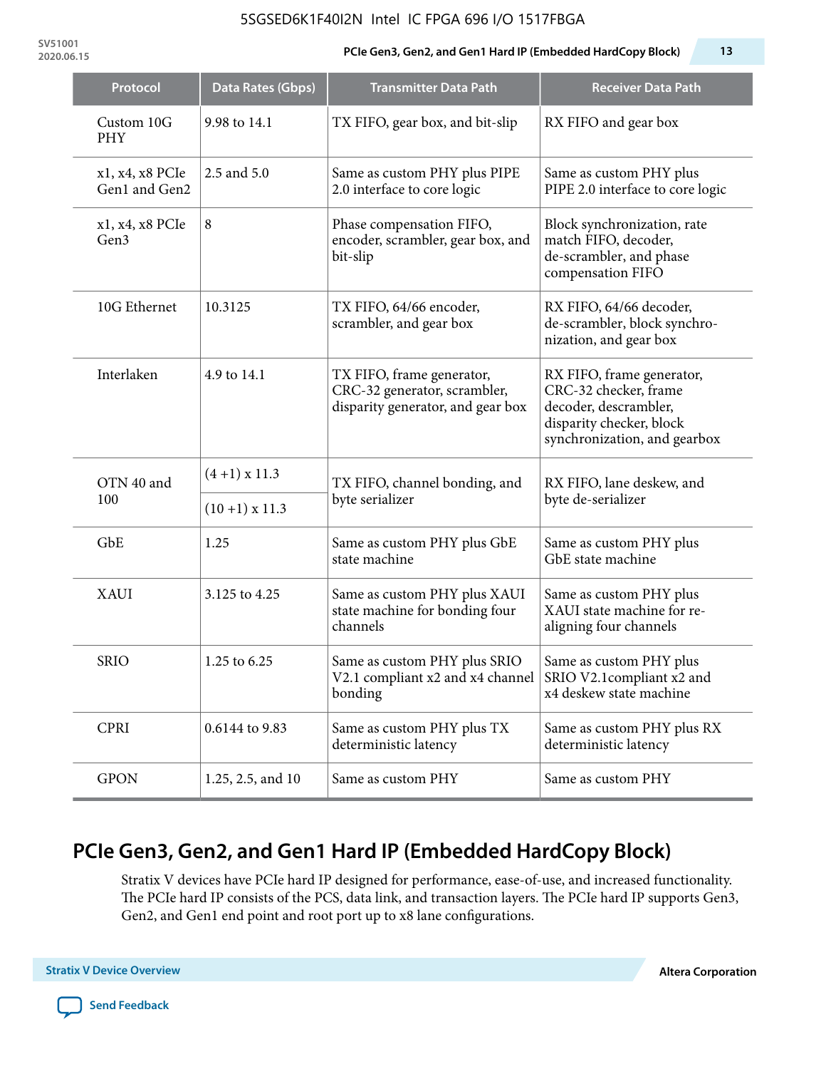| Protocol | Data Rates (Gbps) | Transmitter Data Path | Receiver Data Path |
|---|---|---|---|
| Custom 10G PHY | 9.98 to 14.1 | TX FIFO, gear box, and bit-slip | RX FIFO and gear box |
| x1, x4, x8 PCIe Gen1 and Gen2 | 2.5 and 5.0 | Same as custom PHY plus PIPE 2.0 interface to core logic | Same as custom PHY plus PIPE 2.0 interface to core logic |
| x1, x4, x8 PCIe Gen3 | 8 | Phase compensation FIFO, encoder, scrambler, gear box, and bit-slip | Block synchronization, rate match FIFO, decoder, de-scrambler, and phase compensation FIFO |
| 10G Ethernet | 10.3125 | TX FIFO, 64/66 encoder, scrambler, and gear box | RX FIFO, 64/66 decoder, de-scrambler, block synchronization, and gear box |
| Interlaken | 4.9 to 14.1 | TX FIFO, frame generator, CRC-32 generator, scrambler, disparity generator, and gear box | RX FIFO, frame generator, CRC-32 checker, frame decoder, descrambler, disparity checker, block synchronization, and gearbox |
| OTN 40 and 100 | (4 +1) x 11.3 | TX FIFO, channel bonding, and byte serializer | RX FIFO, lane deskew, and byte de-serializer |
| | (10 +1) x 11.3 | | |
| GbE | 1.25 | Same as custom PHY plus GbE state machine | Same as custom PHY plus GbE state machine |
| XAUI | 3.125 to 4.25 | Same as custom PHY plus XAUI state machine for bonding four channels | Same as custom PHY plus XAUI state machine for re-aligning four channels |
| SRIO | 1.25 to 6.25 | Same as custom PHY plus SRIO V2.1 compliant x2 and x4 channel bonding | Same as custom PHY plus SRIO V2.1compliant x2 and x4 deskew state machine |
| CPRI | 0.6144 to 9.83 | Same as custom PHY plus TX deterministic latency | Same as custom PHY plus RX deterministic latency |
| GPON | 1.25, 2.5, and 10 | Same as custom PHY | Same as custom PHY |

## PCIe Gen3, Gen2, and Gen1 Hard IP (Embedded HardCopy Block)

Stratix V devices have PCIe hard IP designed for performance, ease-of-use, and increased functionality. The PCIe hard IP consists of the PCS, data link, and transaction layers. The PCIe hard IP supports Gen3, Gen2, and Gen1 end point and root port up to x8 lane configurations.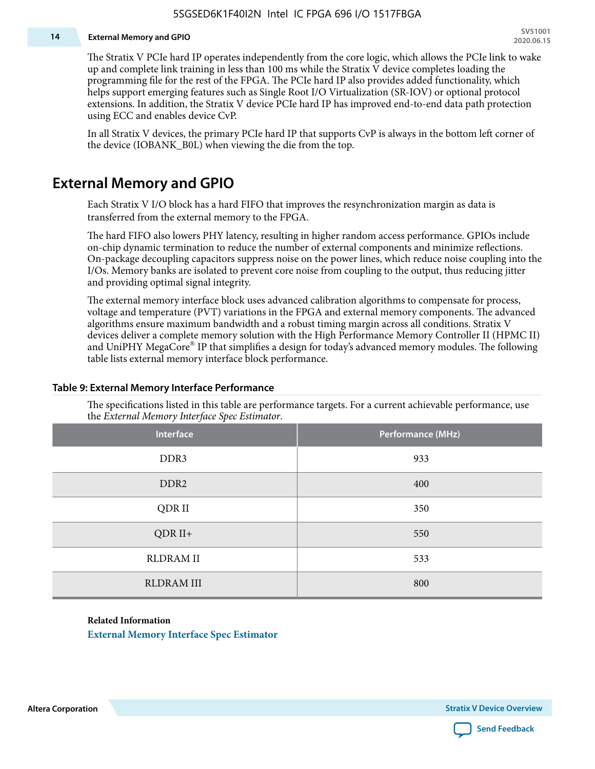The Stratix V PCIe hard IP operates independently from the core logic, which allows the PCIe link to wake up and complete link training in less than 100 ms while the Stratix V device completes loading the programming file for the rest of the FPGA. The PCIe hard IP also provides added functionality, which helps support emerging features such as Single Root I/O Virtualization (SR-IOV) or optional protocol extensions. In addition, the Stratix V device PCIe hard IP has improved end-to-end data path protection using ECC and enables device CvP.

In all Stratix V devices, the primary PCIe hard IP that supports CvP is always in the bottom left corner of the device (IOBANK_B0L) when viewing the die from the top.

## External Memory and GPIO

Each Stratix V I/O block has a hard FIFO that improves the resynchronization margin as data is transferred from the external memory to the FPGA.

The hard FIFO also lowers PHY latency, resulting in higher random access performance. GPIOs include on-chip dynamic termination to reduce the number of external components and minimize reflections. On-package decoupling capacitors suppress noise on the power lines, which reduce noise coupling into the I/Os. Memory banks are isolated to prevent core noise from coupling to the output, thus reducing jitter and providing optimal signal integrity.

The external memory interface block uses advanced calibration algorithms to compensate for process, voltage and temperature (PVT) variations in the FPGA and external memory components. The advanced algorithms ensure maximum bandwidth and a robust timing margin across all conditions. Stratix V devices deliver a complete memory solution with the High Performance Memory Controller II (HPMC II) and UniPHY MegaCore® IP that simplifies a design for today's advanced memory modules. The following table lists external memory interface block performance.

**Table 9: External Memory Interface Performance**

The specifications listed in this table are performance targets. For a current achievable performance, use the *External Memory Interface Spec Estimator*.

| Interface | Performance (MHz) |
|---|---|
| DDR3 | 933 |
| DDR2 | 400 |
| QDR II | 350 |
| QDR II+ | 550 |
| RLDRAM II | 533 |
| RLDRAM III | 800 |

**Related Information**

External Memory Interface Spec Estimator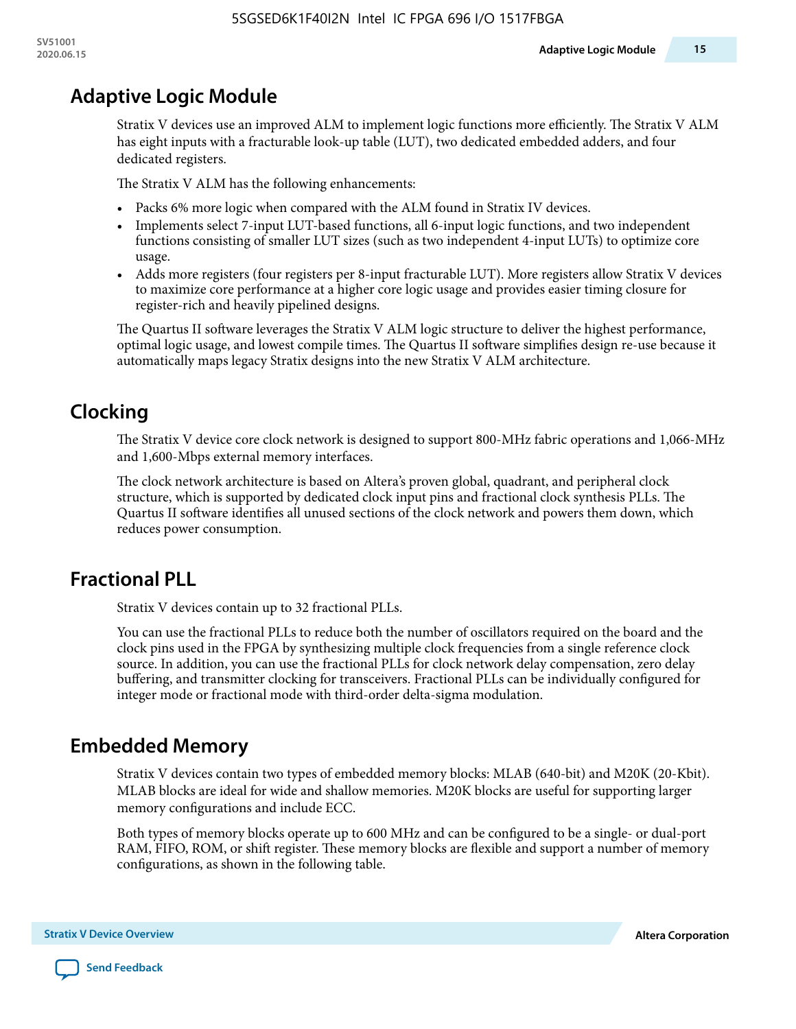# Adaptive Logic Module

Stratix V devices use an improved ALM to implement logic functions more efficiently. The Stratix V ALM has eight inputs with a fracturable look-up table (LUT), two dedicated embedded adders, and four dedicated registers.

The Stratix V ALM has the following enhancements:

- Packs 6% more logic when compared with the ALM found in Stratix IV devices.
- Implements select 7-input LUT-based functions, all 6-input logic functions, and two independent functions consisting of smaller LUT sizes (such as two independent 4-input LUTs) to optimize core usage.
- Adds more registers (four registers per 8-input fracturable LUT). More registers allow Stratix V devices to maximize core performance at a higher core logic usage and provides easier timing closure for register-rich and heavily pipelined designs.

The Quartus II software leverages the Stratix V ALM logic structure to deliver the highest performance, optimal logic usage, and lowest compile times. The Quartus II software simplifies design re-use because it automatically maps legacy Stratix designs into the new Stratix V ALM architecture.

# Clocking

The Stratix V device core clock network is designed to support 800-MHz fabric operations and 1,066-MHz and 1,600-Mbps external memory interfaces.

The clock network architecture is based on Altera's proven global, quadrant, and peripheral clock structure, which is supported by dedicated clock input pins and fractional clock synthesis PLLs. The Quartus II software identifies all unused sections of the clock network and powers them down, which reduces power consumption.

# Fractional PLL

Stratix V devices contain up to 32 fractional PLLs.

You can use the fractional PLLs to reduce both the number of oscillators required on the board and the clock pins used in the FPGA by synthesizing multiple clock frequencies from a single reference clock source. In addition, you can use the fractional PLLs for clock network delay compensation, zero delay buffering, and transmitter clocking for transceivers. Fractional PLLs can be individually configured for integer mode or fractional mode with third-order delta-sigma modulation.

# Embedded Memory

Stratix V devices contain two types of embedded memory blocks: MLAB (640-bit) and M20K (20-Kbit). MLAB blocks are ideal for wide and shallow memories. M20K blocks are useful for supporting larger memory configurations and include ECC.

Both types of memory blocks operate up to 600 MHz and can be configured to be a single- or dual-port RAM, FIFO, ROM, or shift register. These memory blocks are flexible and support a number of memory configurations, as shown in the following table.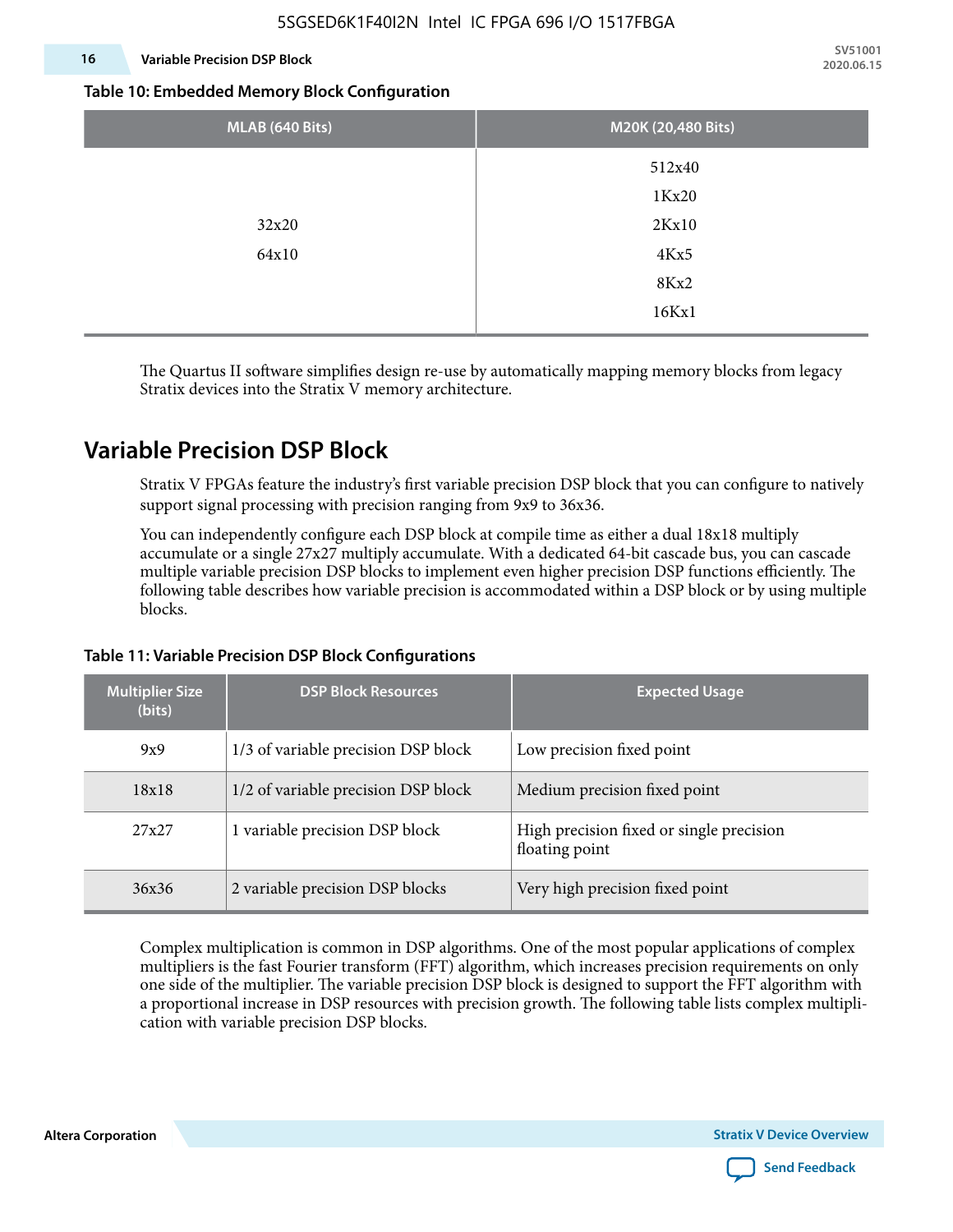**Table 10: Embedded Memory Block Configuration**

| MLAB (640 Bits) | M20K (20,480 Bits) |
|---|---|
| 32x20<br>64x10 | 512x40<br>1Kx20<br>2Kx10<br>4Kx5<br>8Kx2<br>16Kx1 |

The Quartus II software simplifies design re-use by automatically mapping memory blocks from legacy Stratix devices into the Stratix V memory architecture.

## Variable Precision DSP Block

Stratix V FPGAs feature the industry's first variable precision DSP block that you can configure to natively support signal processing with precision ranging from 9x9 to 36x36.

You can independently configure each DSP block at compile time as either a dual 18x18 multiply accumulate or a single 27x27 multiply accumulate. With a dedicated 64-bit cascade bus, you can cascade multiple variable precision DSP blocks to implement even higher precision DSP functions efficiently. The following table describes how variable precision is accommodated within a DSP block or by using multiple blocks.

**Table 11: Variable Precision DSP Block Configurations**

| Multiplier Size (bits) | DSP Block Resources | Expected Usage |
|---|---|---|
| 9x9 | 1/3 of variable precision DSP block | Low precision fixed point |
| 18x18 | 1/2 of variable precision DSP block | Medium precision fixed point |
| 27x27 | 1 variable precision DSP block | High precision fixed or single precision floating point |
| 36x36 | 2 variable precision DSP blocks | Very high precision fixed point |

Complex multiplication is common in DSP algorithms. One of the most popular applications of complex multipliers is the fast Fourier transform (FFT) algorithm, which increases precision requirements on only one side of the multiplier. The variable precision DSP block is designed to support the FFT algorithm with a proportional increase in DSP resources with precision growth. The following table lists complex multiplication with variable precision DSP blocks.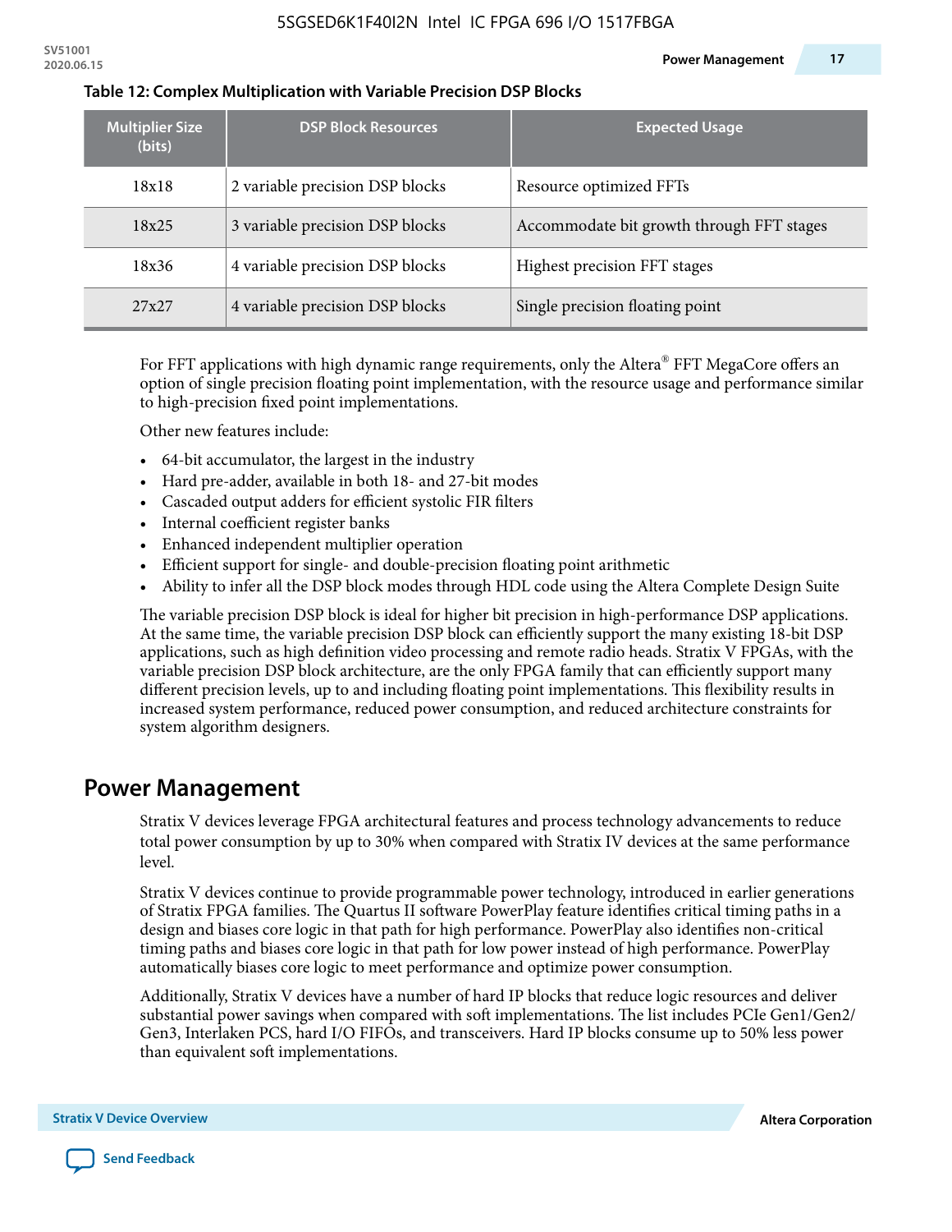**Table 12: Complex Multiplication with Variable Precision DSP Blocks**

| Multiplier Size (bits) | DSP Block Resources | Expected Usage |
|---|---|---|
| 18x18 | 2 variable precision DSP blocks | Resource optimized FFTs |
| 18x25 | 3 variable precision DSP blocks | Accommodate bit growth through FFT stages |
| 18x36 | 4 variable precision DSP blocks | Highest precision FFT stages |
| 27x27 | 4 variable precision DSP blocks | Single precision floating point |

For FFT applications with high dynamic range requirements, only the Altera® FFT MegaCore offers an option of single precision floating point implementation, with the resource usage and performance similar to high-precision fixed point implementations.

Other new features include:

- 64-bit accumulator, the largest in the industry
- Hard pre-adder, available in both 18- and 27-bit modes
- Cascaded output adders for efficient systolic FIR filters
- Internal coefficient register banks
- Enhanced independent multiplier operation
- Efficient support for single- and double-precision floating point arithmetic
- Ability to infer all the DSP block modes through HDL code using the Altera Complete Design Suite

The variable precision DSP block is ideal for higher bit precision in high-performance DSP applications. At the same time, the variable precision DSP block can efficiently support the many existing 18-bit DSP applications, such as high definition video processing and remote radio heads. Stratix V FPGAs, with the variable precision DSP block architecture, are the only FPGA family that can efficiently support many different precision levels, up to and including floating point implementations. This flexibility results in increased system performance, reduced power consumption, and reduced architecture constraints for system algorithm designers.

## Power Management

Stratix V devices leverage FPGA architectural features and process technology advancements to reduce total power consumption by up to 30% when compared with Stratix IV devices at the same performance level.

Stratix V devices continue to provide programmable power technology, introduced in earlier generations of Stratix FPGA families. The Quartus II software PowerPlay feature identifies critical timing paths in a design and biases core logic in that path for high performance. PowerPlay also identifies non-critical timing paths and biases core logic in that path for low power instead of high performance. PowerPlay automatically biases core logic to meet performance and optimize power consumption.

Additionally, Stratix V devices have a number of hard IP blocks that reduce logic resources and deliver substantial power savings when compared with soft implementations. The list includes PCIe Gen1/Gen2/Gen3, Interlaken PCS, hard I/O FIFOs, and transceivers. Hard IP blocks consume up to 50% less power than equivalent soft implementations.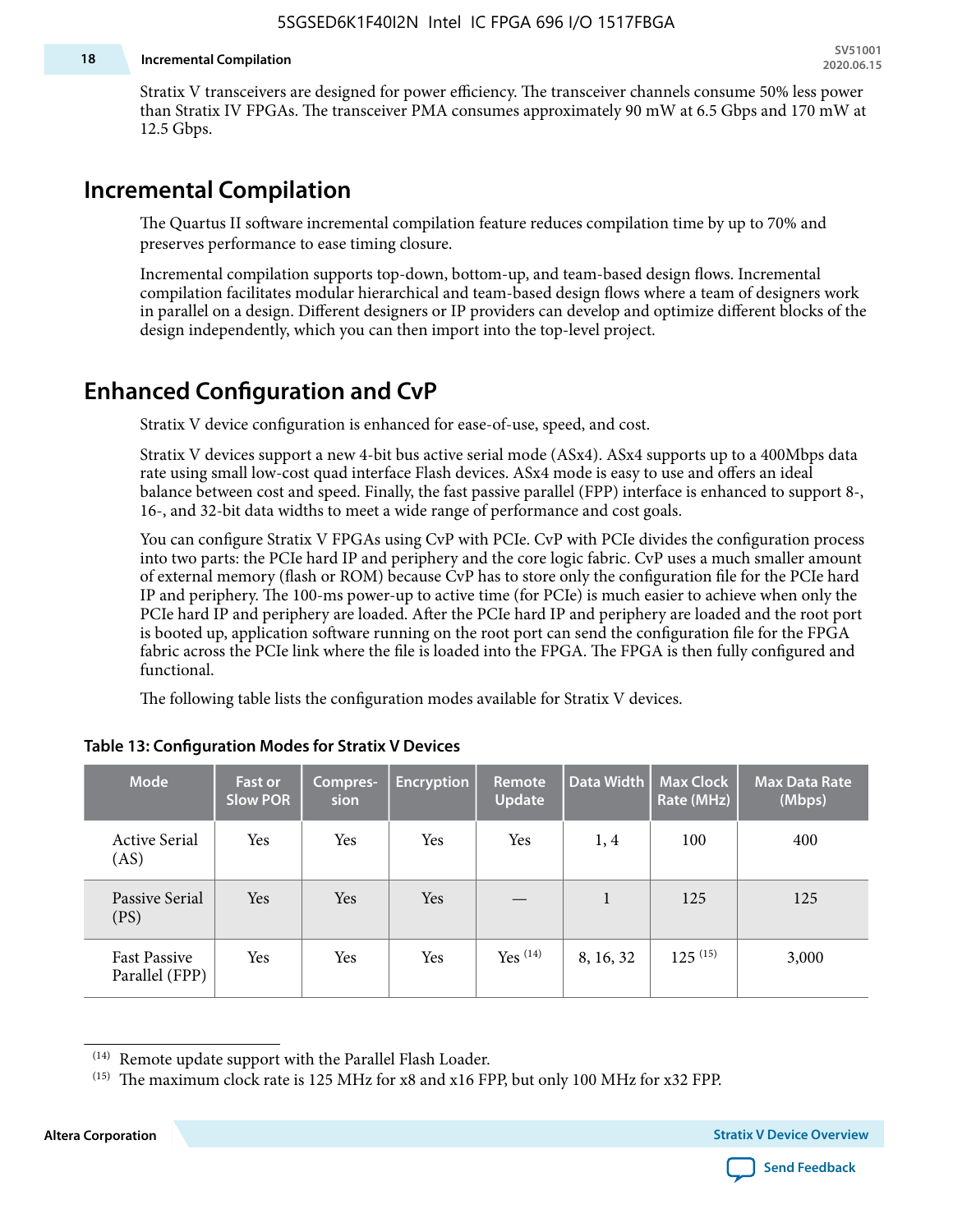Stratix V transceivers are designed for power efficiency. The transceiver channels consume 50% less power than Stratix IV FPGAs. The transceiver PMA consumes approximately 90 mW at 6.5 Gbps and 170 mW at 12.5 Gbps.

## Incremental Compilation

The Quartus II software incremental compilation feature reduces compilation time by up to 70% and preserves performance to ease timing closure.

Incremental compilation supports top-down, bottom-up, and team-based design flows. Incremental compilation facilitates modular hierarchical and team-based design flows where a team of designers work in parallel on a design. Different designers or IP providers can develop and optimize different blocks of the design independently, which you can then import into the top-level project.

## Enhanced Configuration and CvP

Stratix V device configuration is enhanced for ease-of-use, speed, and cost.

Stratix V devices support a new 4-bit bus active serial mode (ASx4). ASx4 supports up to a 400Mbps data rate using small low-cost quad interface Flash devices. ASx4 mode is easy to use and offers an ideal balance between cost and speed. Finally, the fast passive parallel (FPP) interface is enhanced to support 8-, 16-, and 32-bit data widths to meet a wide range of performance and cost goals.

You can configure Stratix V FPGAs using CvP with PCIe. CvP with PCIe divides the configuration process into two parts: the PCIe hard IP and periphery and the core logic fabric. CvP uses a much smaller amount of external memory (flash or ROM) because CvP has to store only the configuration file for the PCIe hard IP and periphery. The 100-ms power-up to active time (for PCIe) is much easier to achieve when only the PCIe hard IP and periphery are loaded. After the PCIe hard IP and periphery are loaded and the root port is booted up, application software running on the root port can send the configuration file for the FPGA fabric across the PCIe link where the file is loaded into the FPGA. The FPGA is then fully configured and functional.

The following table lists the configuration modes available for Stratix V devices.

**Table 13: Configuration Modes for Stratix V Devices**

| Mode | Fast or Slow POR | Compression | Encryption | Remote Update | Data Width | Max Clock Rate (MHz) | Max Data Rate (Mbps) |
|---|---|---|---|---|---|---|---|
| Active Serial (AS) | Yes | Yes | Yes | Yes | 1, 4 | 100 | 400 |
| Passive Serial (PS) | Yes | Yes | Yes | — | 1 | 125 | 125 |
| Fast Passive Parallel (FPP) | Yes | Yes | Yes | Yes [14] | 8, 16, 32 | 125 [15] | 3,000 |

[14] Remote update support with the Parallel Flash Loader.

[15] The maximum clock rate is 125 MHz for x8 and x16 FPP, but only 100 MHz for x32 FPP.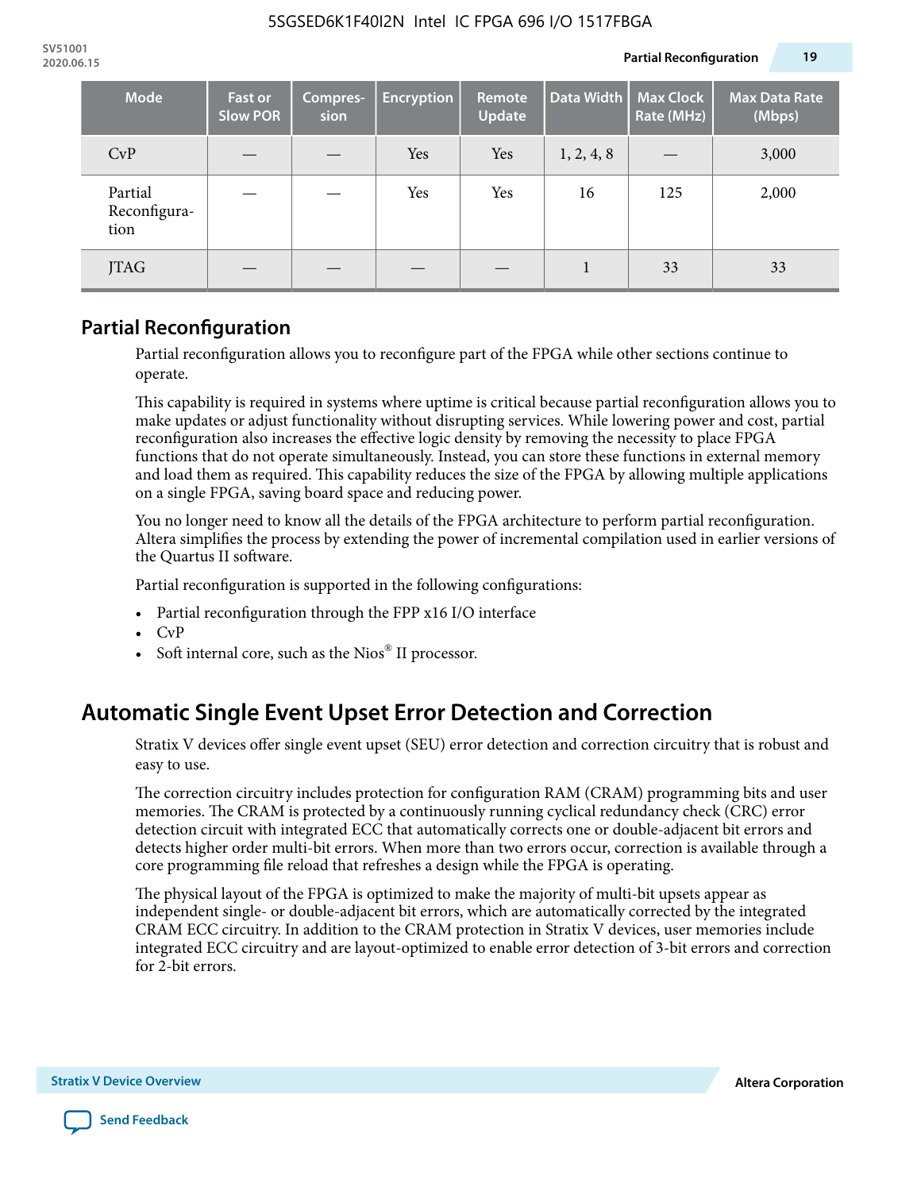| Mode | Fast or Slow POR | Compres-sion | Encryption | Remote Update | Data Width | Max Clock Rate (MHz) | Max Data Rate (Mbps) |
|---|---|---|---|---|---|---|---|
| CvP | — | — | Yes | Yes | 1, 2, 4, 8 | — | 3,000 |
| Partial Reconfigura-tion | — | — | Yes | Yes | 16 | 125 | 2,000 |
| JTAG | — | — | — | — | 1 | 33 | 33 |

## Partial Reconfiguration

Partial reconfiguration allows you to reconfigure part of the FPGA while other sections continue to operate.

This capability is required in systems where uptime is critical because partial reconfiguration allows you to make updates or adjust functionality without disrupting services. While lowering power and cost, partial reconfiguration also increases the effective logic density by removing the necessity to place FPGA functions that do not operate simultaneously. Instead, you can store these functions in external memory and load them as required. This capability reduces the size of the FPGA by allowing multiple applications on a single FPGA, saving board space and reducing power.

You no longer need to know all the details of the FPGA architecture to perform partial reconfiguration. Altera simplifies the process by extending the power of incremental compilation used in earlier versions of the Quartus II software.

Partial reconfiguration is supported in the following configurations:

- Partial reconfiguration through the FPP x16 I/O interface
- CvP
- Soft internal core, such as the Nios® II processor.

# Automatic Single Event Upset Error Detection and Correction

Stratix V devices offer single event upset (SEU) error detection and correction circuitry that is robust and easy to use.

The correction circuitry includes protection for configuration RAM (CRAM) programming bits and user memories. The CRAM is protected by a continuously running cyclical redundancy check (CRC) error detection circuit with integrated ECC that automatically corrects one or double-adjacent bit errors and detects higher order multi-bit errors. When more than two errors occur, correction is available through a core programming file reload that refreshes a design while the FPGA is operating.

The physical layout of the FPGA is optimized to make the majority of multi-bit upsets appear as independent single- or double-adjacent bit errors, which are automatically corrected by the integrated CRAM ECC circuitry. In addition to the CRAM protection in Stratix V devices, user memories include integrated ECC circuitry and are layout-optimized to enable error detection of 3-bit errors and correction for 2-bit errors.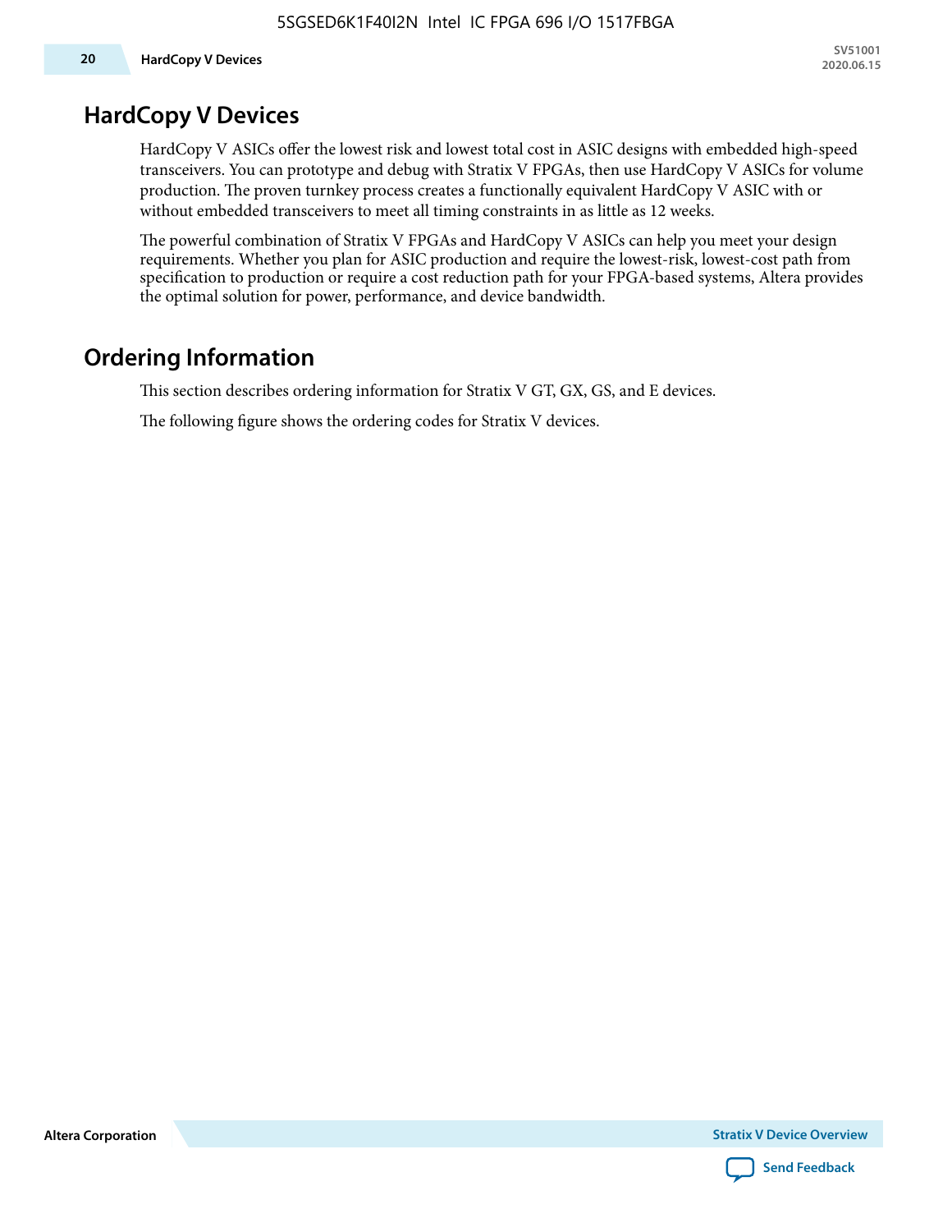## HardCopy V Devices

HardCopy V ASICs offer the lowest risk and lowest total cost in ASIC designs with embedded high-speed transceivers. You can prototype and debug with Stratix V FPGAs, then use HardCopy V ASICs for volume production. The proven turnkey process creates a functionally equivalent HardCopy V ASIC with or without embedded transceivers to meet all timing constraints in as little as 12 weeks.

The powerful combination of Stratix V FPGAs and HardCopy V ASICs can help you meet your design requirements. Whether you plan for ASIC production and require the lowest-risk, lowest-cost path from specification to production or require a cost reduction path for your FPGA-based systems, Altera provides the optimal solution for power, performance, and device bandwidth.

## Ordering Information

This section describes ordering information for Stratix V GT, GX, GS, and E devices.

The following figure shows the ordering codes for Stratix V devices.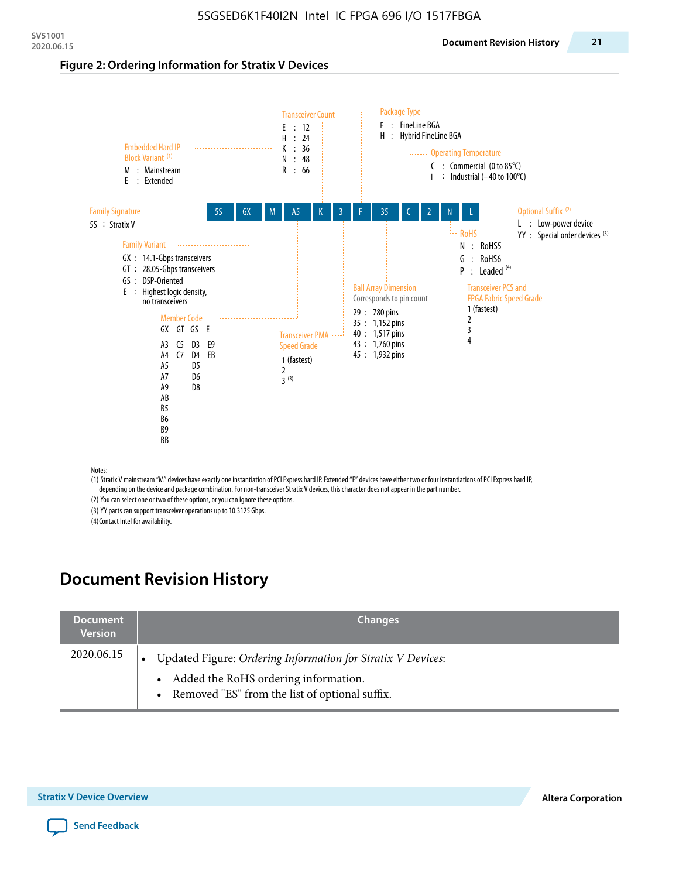**Figure 2: Ordering Information for Stratix V Devices**

Example part number: 5S GX M A5 K 3 F 35 C 2 N L

**Family Signature**
- 5S : Stratix V

**Family Variant**
- GX : 14.1-Gbps transceivers
- GT : 28.05-Gbps transceivers
- GS : DSP-Oriented
- E : Highest logic density, no transceivers

**Embedded Hard IP Block Variant** (1)
- M : Mainstream
- E : Extended

**Member Code**

| GX | GT | GS | E |
|---|---|---|---|
| A3 | C5 | D3 | E9 |
| A4 | C7 | D4 | EB |
| A5 | | D5 | |
| A7 | | D6 | |
| A9 | | D8 | |
| AB | | | |
| B5 | | | |
| B6 | | | |
| B9 | | | |
| BB | | | |

**Transceiver Count**
- E : 12
- H : 24
- K : 36
- N : 48
- R : 66

**Transceiver PMA Speed Grade**
- 1 (fastest)
- 2
- 3 (3)

**Package Type**
- F : FineLine BGA
- H : Hybrid FineLine BGA

**Ball Array Dimension**

Corresponds to pin count
- 29 : 780 pins
- 35 : 1,152 pins
- 40 : 1,517 pins
- 43 : 1,760 pins
- 45 : 1,932 pins

**Operating Temperature**
- C : Commercial (0 to 85°C)
- I : Industrial (–40 to 100°C)

**Transceiver PCS and FPGA Fabric Speed Grade**
- 1 (fastest)
- 2
- 3
- 4

**RoHS**
- N : RoHS5
- G : RoHS6
- P : Leaded (4)

**Optional Suffix** (2)
- L : Low-power device
- YY : Special order devices (3)

Notes:

(1) Stratix V mainstream "M" devices have exactly one instantiation of PCI Express hard IP. Extended "E" devices have either two or four instantiations of PCI Express hard IP, depending on the device and package combination. For non-transceiver Stratix V devices, this character does not appear in the part number.

(2) You can select one or two of these options, or you can ignore these options.

(3) YY parts can support transceiver operations up to 10.3125 Gbps.

(4) Contact Intel for availability.

# Document Revision History

| Document Version | Changes |
|---|---|
| 2020.06.15 | • Updated Figure: *Ordering Information for Stratix V Devices*:<br>  • Added the RoHS ordering information.<br>  • Removed "ES" from the list of optional suffix. |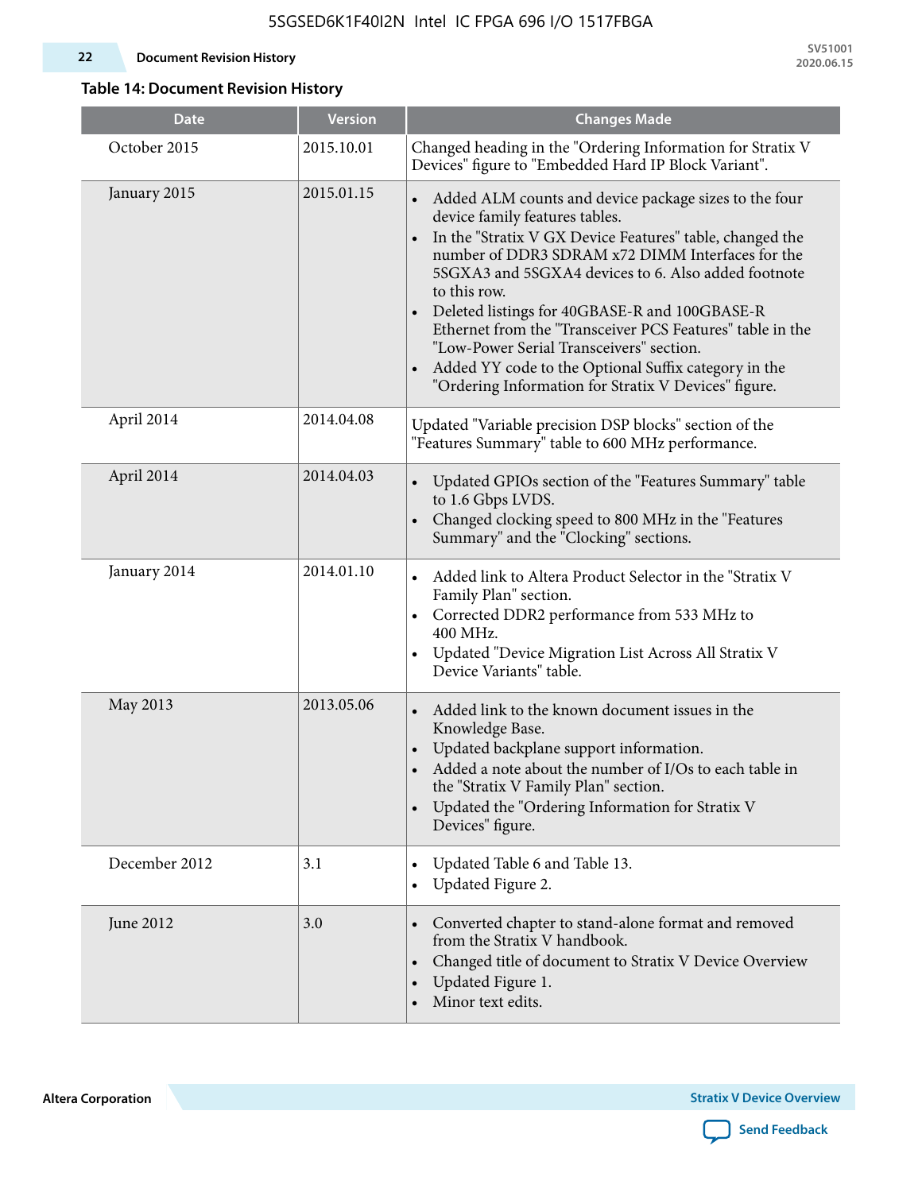**Table 14: Document Revision History**

| Date | Version | Changes Made |
|---|---|---|
| October 2015 | 2015.10.01 | Changed heading in the "Ordering Information for Stratix V Devices" figure to "Embedded Hard IP Block Variant". |
| January 2015 | 2015.01.15 | • Added ALM counts and device package sizes to the four device family features tables.<br>• In the "Stratix V GX Device Features" table, changed the number of DDR3 SDRAM x72 DIMM Interfaces for the 5SGXA3 and 5SGXA4 devices to 6. Also added footnote to this row.<br>• Deleted listings for 40GBASE-R and 100GBASE-R Ethernet from the "Transceiver PCS Features" table in the "Low-Power Serial Transceivers" section.<br>• Added YY code to the Optional Suffix category in the "Ordering Information for Stratix V Devices" figure. |
| April 2014 | 2014.04.08 | Updated "Variable precision DSP blocks" section of the "Features Summary" table to 600 MHz performance. |
| April 2014 | 2014.04.03 | • Updated GPIOs section of the "Features Summary" table to 1.6 Gbps LVDS.<br>• Changed clocking speed to 800 MHz in the "Features Summary" and the "Clocking" sections. |
| January 2014 | 2014.01.10 | • Added link to Altera Product Selector in the "Stratix V Family Plan" section.<br>• Corrected DDR2 performance from 533 MHz to 400 MHz.<br>• Updated "Device Migration List Across All Stratix V Device Variants" table. |
| May 2013 | 2013.05.06 | • Added link to the known document issues in the Knowledge Base.<br>• Updated backplane support information.<br>• Added a note about the number of I/Os to each table in the "Stratix V Family Plan" section.<br>• Updated the "Ordering Information for Stratix V Devices" figure. |
| December 2012 | 3.1 | • Updated Table 6 and Table 13.<br>• Updated Figure 2. |
| June 2012 | 3.0 | • Converted chapter to stand-alone format and removed from the Stratix V handbook.<br>• Changed title of document to Stratix V Device Overview<br>• Updated Figure 1.<br>• Minor text edits. |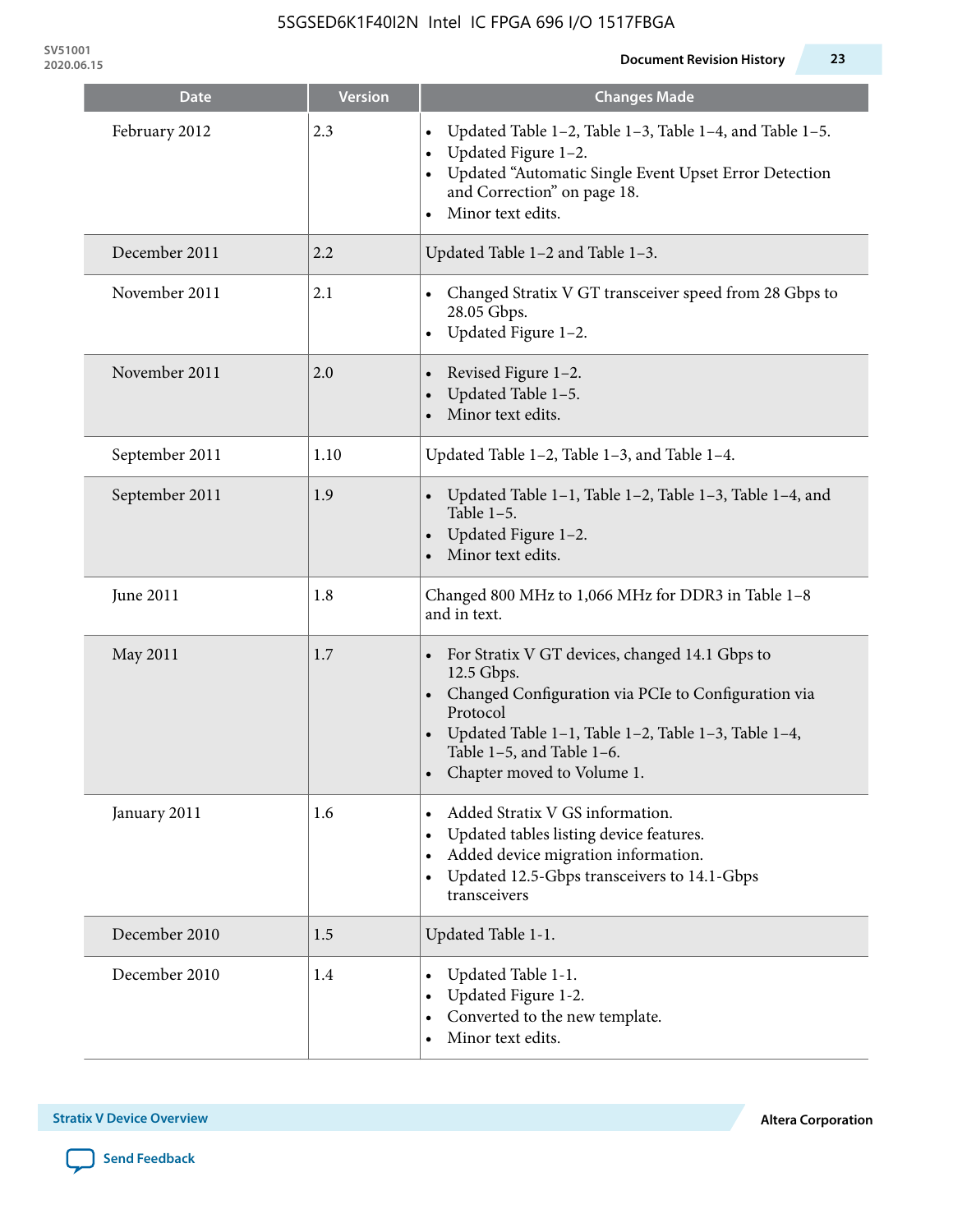| Date | Version | Changes Made |
|---|---|---|
| February 2012 | 2.3 | • Updated Table 1–2, Table 1–3, Table 1–4, and Table 1–5.<br>• Updated Figure 1–2.<br>• Updated “Automatic Single Event Upset Error Detection and Correction” on page 18.<br>• Minor text edits. |
| December 2011 | 2.2 | Updated Table 1–2 and Table 1–3. |
| November 2011 | 2.1 | • Changed Stratix V GT transceiver speed from 28 Gbps to 28.05 Gbps.<br>• Updated Figure 1–2. |
| November 2011 | 2.0 | • Revised Figure 1–2.<br>• Updated Table 1–5.<br>• Minor text edits. |
| September 2011 | 1.10 | Updated Table 1–2, Table 1–3, and Table 1–4. |
| September 2011 | 1.9 | • Updated Table 1–1, Table 1–2, Table 1–3, Table 1–4, and Table 1–5.<br>• Updated Figure 1–2.<br>• Minor text edits. |
| June 2011 | 1.8 | Changed 800 MHz to 1,066 MHz for DDR3 in Table 1–8 and in text. |
| May 2011 | 1.7 | • For Stratix V GT devices, changed 14.1 Gbps to 12.5 Gbps.<br>• Changed Configuration via PCIe to Configuration via Protocol<br>• Updated Table 1–1, Table 1–2, Table 1–3, Table 1–4, Table 1–5, and Table 1–6.<br>• Chapter moved to Volume 1. |
| January 2011 | 1.6 | • Added Stratix V GS information.<br>• Updated tables listing device features.<br>• Added device migration information.<br>• Updated 12.5-Gbps transceivers to 14.1-Gbps transceivers |
| December 2010 | 1.5 | Updated Table 1-1. |
| December 2010 | 1.4 | • Updated Table 1-1.<br>• Updated Figure 1-2.<br>• Converted to the new template.<br>• Minor text edits. |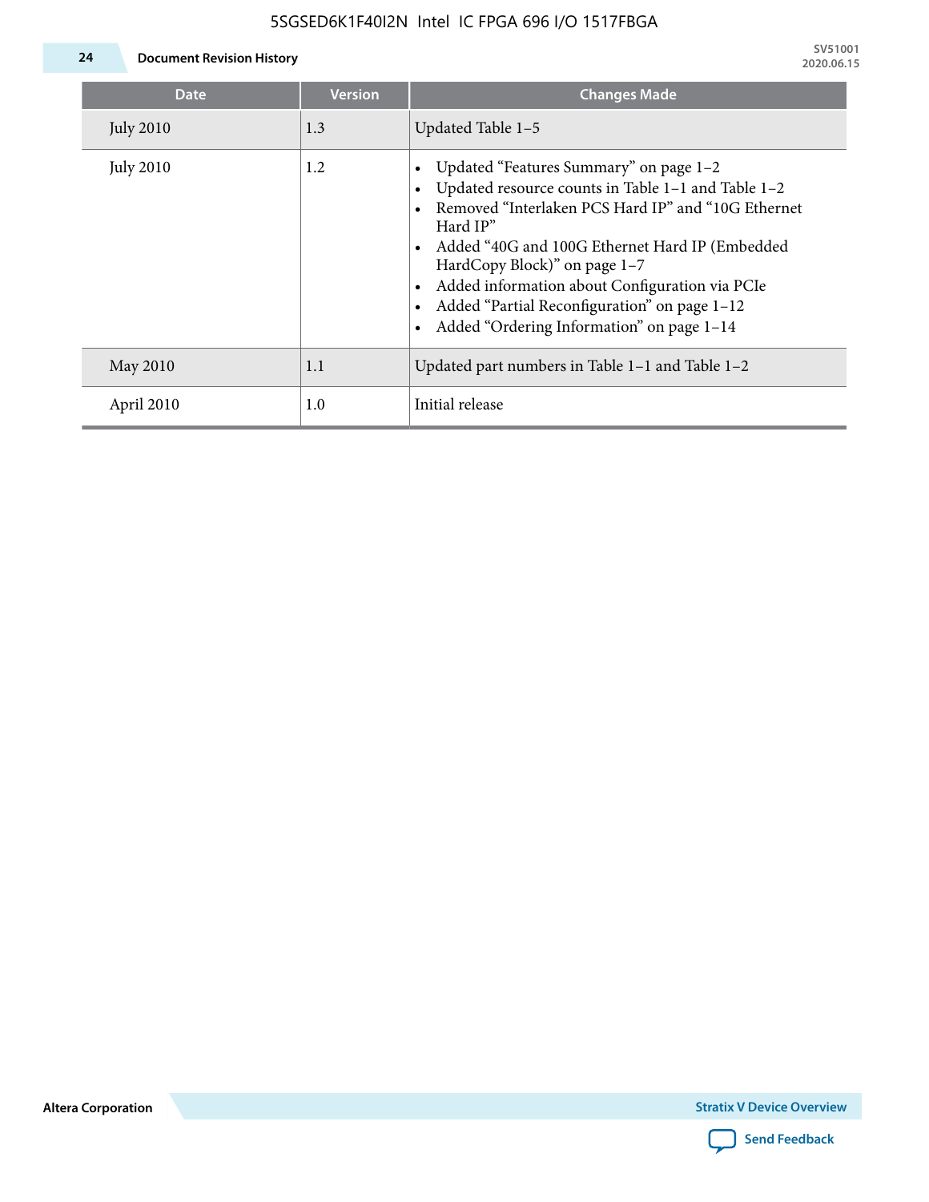| Date | Version | Changes Made |
| --- | --- | --- |
| July 2010 | 1.3 | Updated Table 1–5 |
| July 2010 | 1.2 | • Updated “Features Summary” on page 1–2<br>• Updated resource counts in Table 1–1 and Table 1–2<br>• Removed “Interlaken PCS Hard IP” and “10G Ethernet Hard IP”<br>• Added “40G and 100G Ethernet Hard IP (Embedded HardCopy Block)” on page 1–7<br>• Added information about Configuration via PCIe<br>• Added “Partial Reconfiguration” on page 1–12<br>• Added “Ordering Information” on page 1–14 |
| May 2010 | 1.1 | Updated part numbers in Table 1–1 and Table 1–2 |
| April 2010 | 1.0 | Initial release |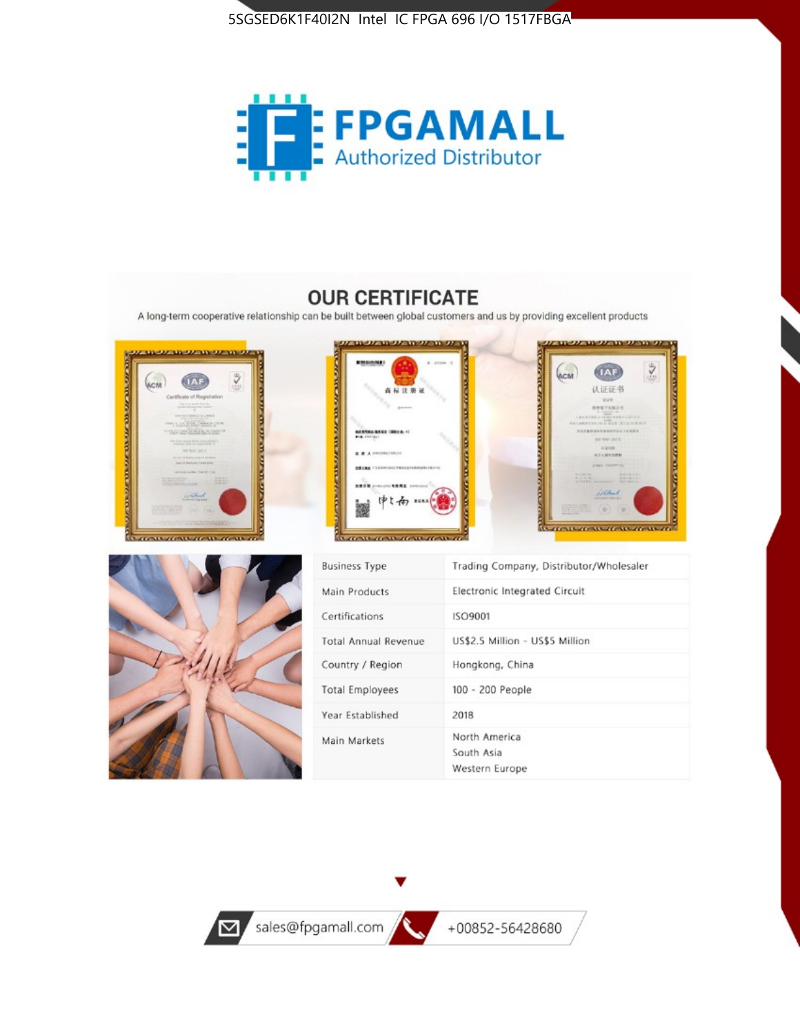FPGAMALL

Authorized Distributor

## OUR CERTIFICATE

A long-term cooperative relationship can be built between global customers and us by providing excellent products

| | |
|---|---|
| Business Type | Trading Company, Distributor/Wholesaler |
| Main Products | Electronic Integrated Circuit |
| Certifications | ISO9001 |
| Total Annual Revenue | US$2.5 Million - US$5 Million |
| Country / Region | Hongkong, China |
| Total Employees | 100 - 200 People |
| Year Established | 2018 |
| Main Markets | North America<br>South Asia<br>Western Europe |

sales@fpgamall.com

+00852-56428680